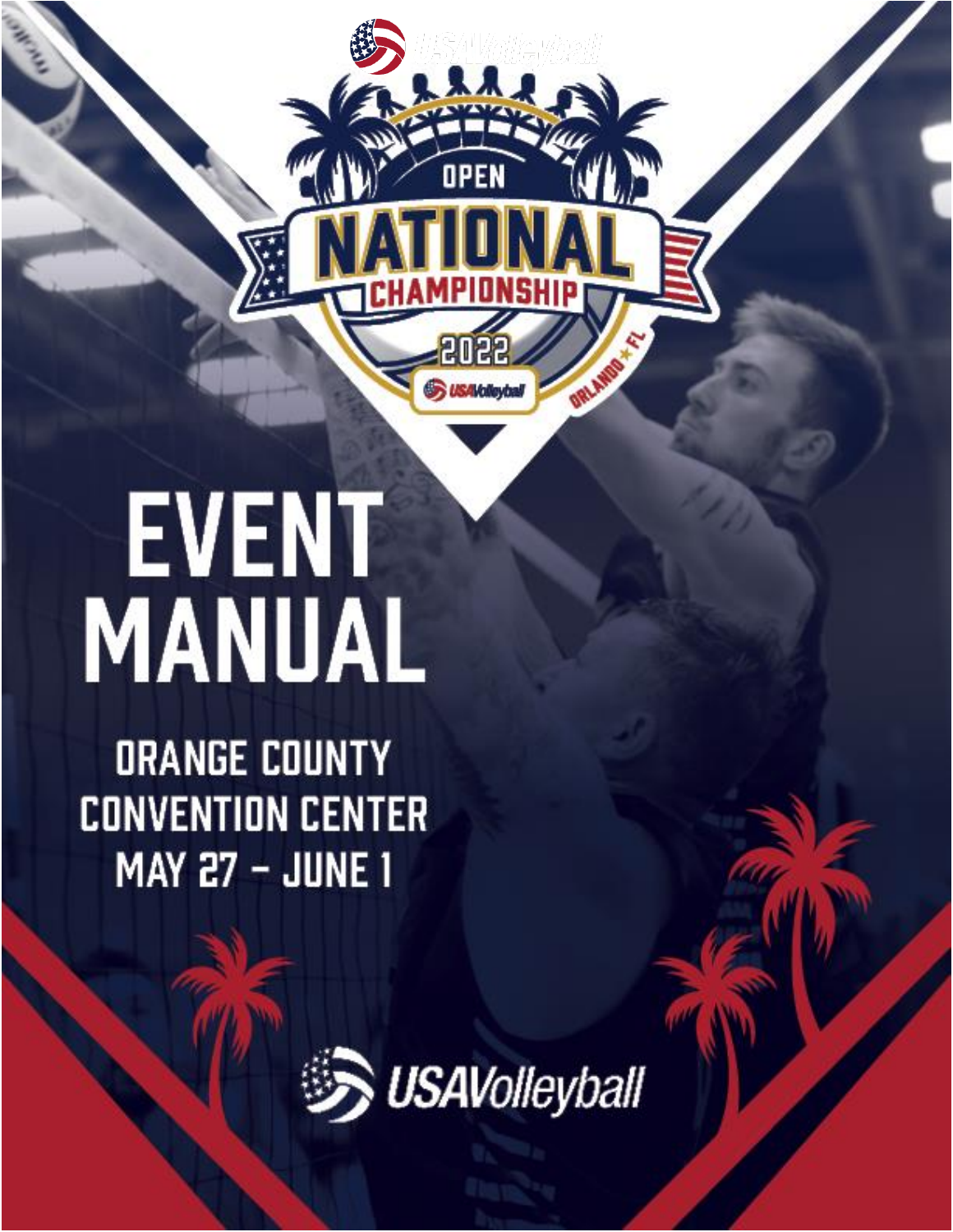USAVolleyball

OPEN

NATIONAL

CHAMPIONSHIP

2022

USAVolleyball

ORLANDO ★ FL

# EVENT MANUAL

ORANGE COUNTY
CONVENTION CENTER
MAY 27 – JUNE 1

USAVolleyball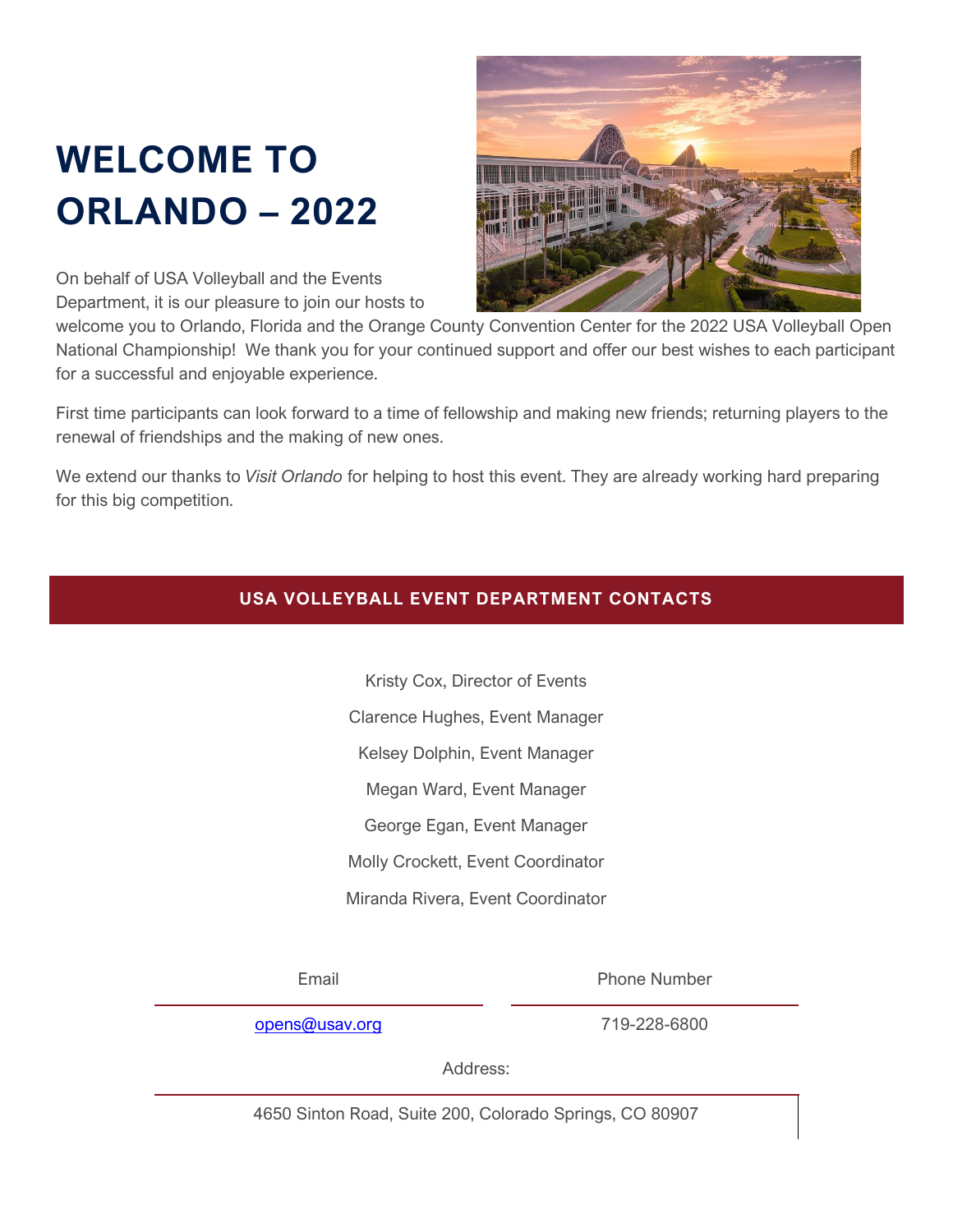# WELCOME TO ORLANDO – 2022

On behalf of USA Volleyball and the Events Department, it is our pleasure to join our hosts to welcome you to Orlando, Florida and the Orange County Convention Center for the 2022 USA Volleyball Open National Championship! We thank you for your continued support and offer our best wishes to each participant for a successful and enjoyable experience.

First time participants can look forward to a time of fellowship and making new friends; returning players to the renewal of friendships and the making of new ones.

We extend our thanks to *Visit Orlando* for helping to host this event. They are already working hard preparing for this big competition.

## USA VOLLEYBALL EVENT DEPARTMENT CONTACTS

Kristy Cox, Director of Events

Clarence Hughes, Event Manager

Kelsey Dolphin, Event Manager

Megan Ward, Event Manager

George Egan, Event Manager

Molly Crockett, Event Coordinator

Miranda Rivera, Event Coordinator

| Email | Phone Number |
|---|---|
| opens@usav.org | 719-228-6800 |

Address:

4650 Sinton Road, Suite 200, Colorado Springs, CO 80907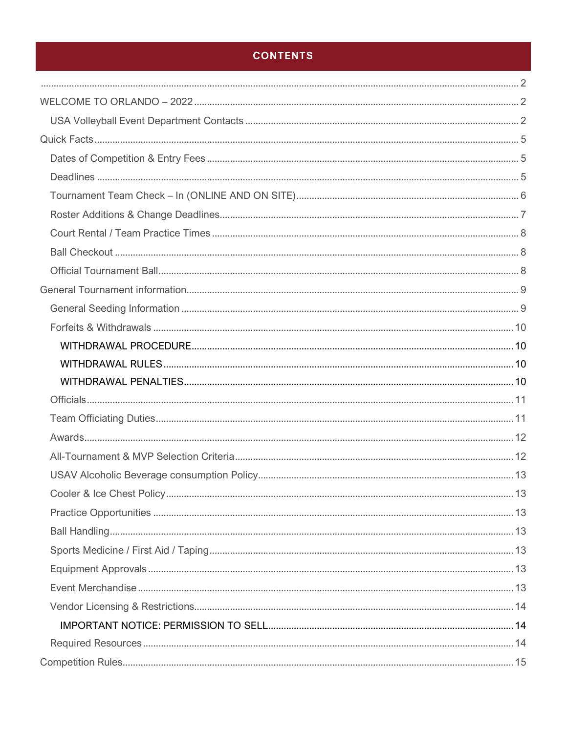# CONTENTS

........................................................................................................ 2

WELCOME TO ORLANDO – 2022 ........................................................ 2

- USA Volleyball Event Department Contacts ........................................ 2

Quick Facts ........................................................................................ 5

- Dates of Competition & Entry Fees ..................................................... 5
- Deadlines ........................................................................................ 5
- Tournament Team Check – In (ONLINE AND ON SITE) ........................ 6
- Roster Additions & Change Deadlines ................................................. 7
- Court Rental / Team Practice Times .................................................... 8
- Ball Checkout .................................................................................... 8
- Official Tournament Ball ..................................................................... 8

General Tournament information ......................................................... 9

- General Seeding Information ............................................................. 9
- Forfeits & Withdrawals ..................................................................... 10
  - WITHDRAWAL PROCEDURE ........................................................ 10
  - WITHDRAWAL RULES ................................................................. 10
  - WITHDRAWAL PENALTIES .......................................................... 10
- Officials .......................................................................................... 11
- Team Officiating Duties .................................................................... 11
- Awards ........................................................................................... 12
- All-Tournament & MVP Selection Criteria ........................................... 12
- USAV Alcoholic Beverage consumption Policy .................................... 13
- Cooler & Ice Chest Policy ................................................................. 13
- Practice Opportunities ...................................................................... 13
- Ball Handling ................................................................................... 13
- Sports Medicine / First Aid / Taping ................................................... 13
- Equipment Approvals ....................................................................... 13
- Event Merchandise .......................................................................... 13
- Vendor Licensing & Restrictions ........................................................ 14
  - IMPORTANT NOTICE: PERMISSION TO SELL ............................... 14
- Required Resources ........................................................................ 14

Competition Rules ............................................................................. 15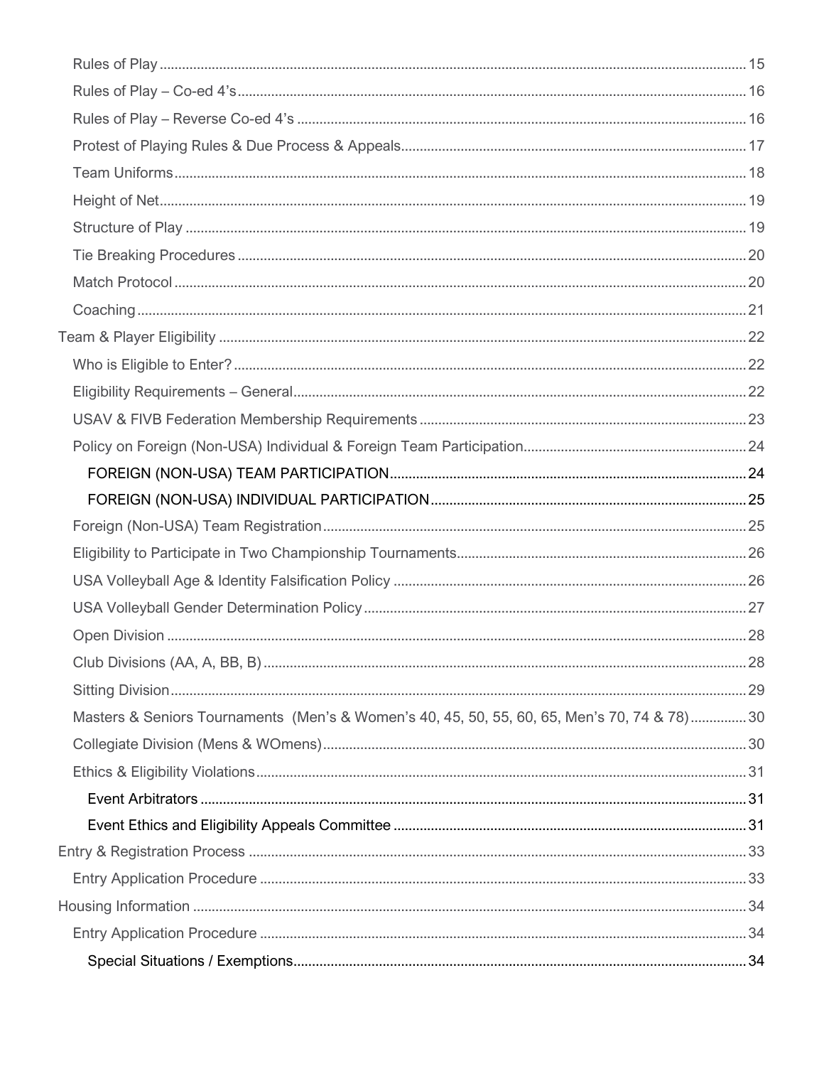- Rules of Play ... 15
- Rules of Play – Co-ed 4's ... 16
- Rules of Play – Reverse Co-ed 4's ... 16
- Protest of Playing Rules & Due Process & Appeals ... 17
- Team Uniforms ... 18
- Height of Net ... 19
- Structure of Play ... 19
- Tie Breaking Procedures ... 20
- Match Protocol ... 20
- Coaching ... 21

Team & Player Eligibility ... 22

- Who is Eligible to Enter? ... 22
- Eligibility Requirements – General ... 22
- USAV & FIVB Federation Membership Requirements ... 23
- Policy on Foreign (Non-USA) Individual & Foreign Team Participation ... 24
  - FOREIGN (NON-USA) TEAM PARTICIPATION ... 24
  - FOREIGN (NON-USA) INDIVIDUAL PARTICIPATION ... 25
- Foreign (Non-USA) Team Registration ... 25
- Eligibility to Participate in Two Championship Tournaments ... 26
- USA Volleyball Age & Identity Falsification Policy ... 26
- USA Volleyball Gender Determination Policy ... 27
- Open Division ... 28
- Club Divisions (AA, A, BB, B) ... 28
- Sitting Division ... 29
- Masters & Seniors Tournaments (Men's & Women's 40, 45, 50, 55, 60, 65, Men's 70, 74 & 78) ... 30
- Collegiate Division (Mens & WOmens) ... 30
- Ethics & Eligibility Violations ... 31
  - Event Arbitrators ... 31
  - Event Ethics and Eligibility Appeals Committee ... 31

Entry & Registration Process ... 33

- Entry Application Procedure ... 33

Housing Information ... 34

- Entry Application Procedure ... 34
  - Special Situations / Exemptions ... 34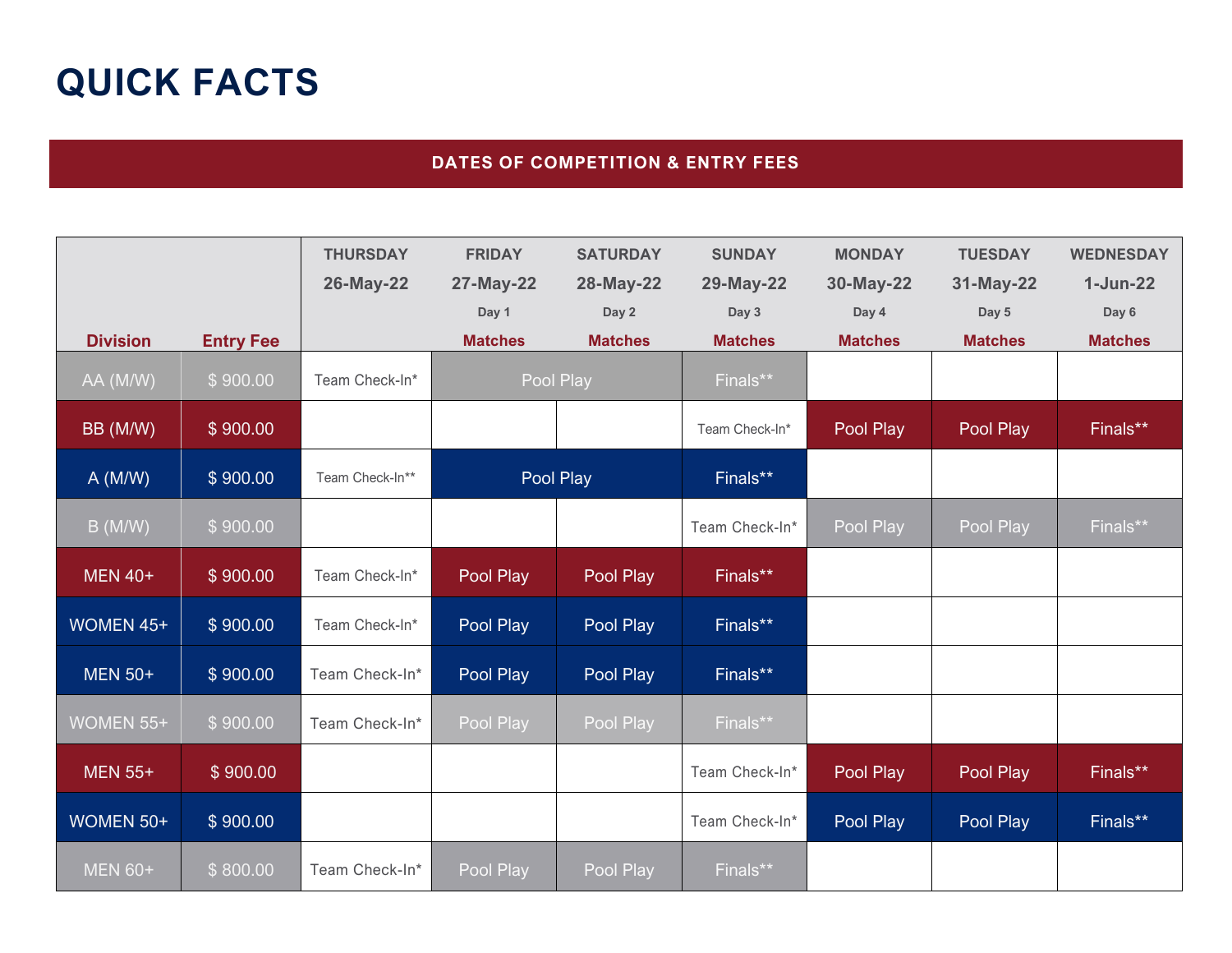# QUICK FACTS

## DATES OF COMPETITION & ENTRY FEES

| Division | Entry Fee | THURSDAY 26-May-22 | FRIDAY 27-May-22 Day 1 Matches | SATURDAY 28-May-22 Day 2 Matches | SUNDAY 29-May-22 Day 3 Matches | MONDAY 30-May-22 Day 4 Matches | TUESDAY 31-May-22 Day 5 Matches | WEDNESDAY 1-Jun-22 Day 6 Matches |
|---|---|---|---|---|---|---|---|---|
| AA (M/W) | $ 900.00 | Team Check-In* | Pool Play | | Finals** | | | |
| BB (M/W) | $ 900.00 | | | | Team Check-In* | Pool Play | Pool Play | Finals** |
| A (M/W) | $ 900.00 | Team Check-In** | Pool Play | | Finals** | | | |
| B (M/W) | $ 900.00 | | | | Team Check-In* | Pool Play | Pool Play | Finals** |
| MEN 40+ | $ 900.00 | Team Check-In* | Pool Play | Pool Play | Finals** | | | |
| WOMEN 45+ | $ 900.00 | Team Check-In* | Pool Play | Pool Play | Finals** | | | |
| MEN 50+ | $ 900.00 | Team Check-In* | Pool Play | Pool Play | Finals** | | | |
| WOMEN 55+ | $ 900.00 | Team Check-In* | Pool Play | Pool Play | Finals** | | | |
| MEN 55+ | $ 900.00 | | | | Team Check-In* | Pool Play | Pool Play | Finals** |
| WOMEN 50+ | $ 900.00 | | | | Team Check-In* | Pool Play | Pool Play | Finals** |
| MEN 60+ | $ 800.00 | Team Check-In* | Pool Play | Pool Play | Finals** | | | |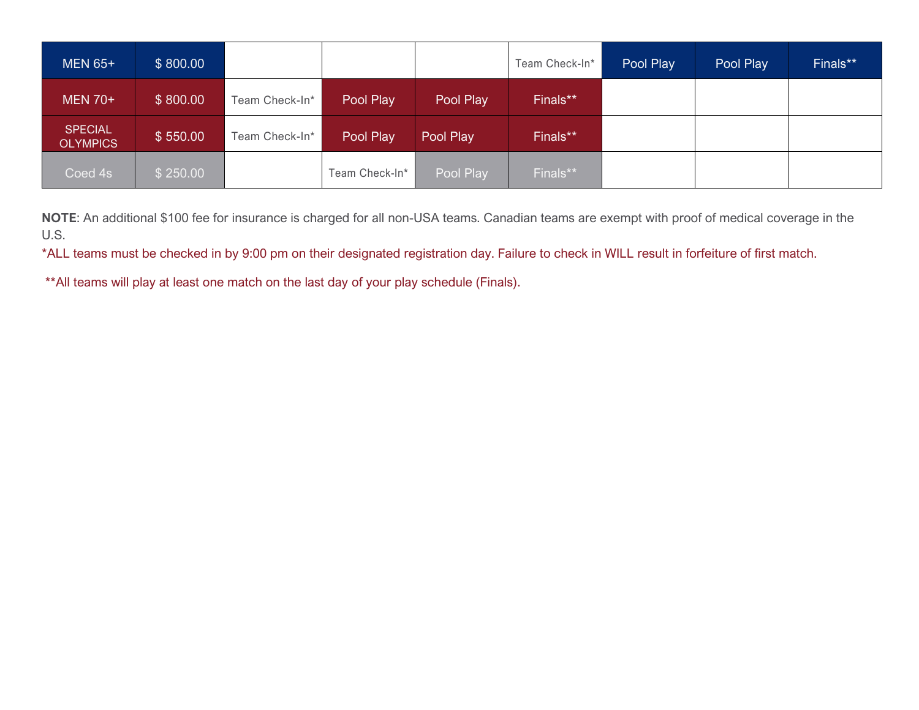| | | | | | | | | |
|---|---|---|---|---|---|---|---|---|
| MEN 65+ | $ 800.00 | | | | Team Check-In* | Pool Play | Pool Play | Finals** |
| MEN 70+ | $ 800.00 | Team Check-In* | Pool Play | Pool Play | Finals** | | | |
| SPECIAL OLYMPICS | $ 550.00 | Team Check-In* | Pool Play | Pool Play | Finals** | | | |
| Coed 4s | $ 250.00 | | Team Check-In* | Pool Play | Finals** | | | |

**NOTE**: An additional $100 fee for insurance is charged for all non-USA teams. Canadian teams are exempt with proof of medical coverage in the U.S.

*ALL teams must be checked in by 9:00 pm on their designated registration day. Failure to check in WILL result in forfeiture of first match.

**All teams will play at least one match on the last day of your play schedule (Finals).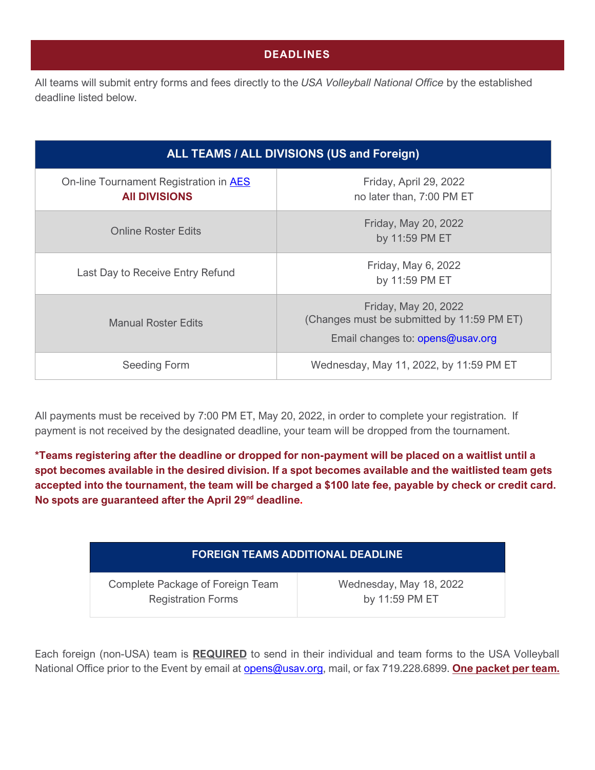## DEADLINES

All teams will submit entry forms and fees directly to the *USA Volleyball National Office* by the established deadline listed below.

| ALL TEAMS / ALL DIVISIONS (US and Foreign) | |
|---|---|
| On-line Tournament Registration in AES **All DIVISIONS** | Friday, April 29, 2022 no later than, 7:00 PM ET |
| Online Roster Edits | Friday, May 20, 2022 by 11:59 PM ET |
| Last Day to Receive Entry Refund | Friday, May 6, 2022 by 11:59 PM ET |
| Manual Roster Edits | Friday, May 20, 2022 (Changes must be submitted by 11:59 PM ET) Email changes to: opens@usav.org |
| Seeding Form | Wednesday, May 11, 2022, by 11:59 PM ET |

All payments must be received by 7:00 PM ET, May 20, 2022, in order to complete your registration. If payment is not received by the designated deadline, your team will be dropped from the tournament.

**\*Teams registering after the deadline or dropped for non-payment will be placed on a waitlist until a spot becomes available in the desired division. If a spot becomes available and the waitlisted team gets accepted into the tournament, the team will be charged a $100 late fee, payable by check or credit card. No spots are guaranteed after the April 29th deadline.**

| FOREIGN TEAMS ADDITIONAL DEADLINE | |
|---|---|
| Complete Package of Foreign Team Registration Forms | Wednesday, May 18, 2022 by 11:59 PM ET |

Each foreign (non-USA) team is **REQUIRED** to send in their individual and team forms to the USA Volleyball National Office prior to the Event by email at opens@usav.org, mail, or fax 719.228.6899. **One packet per team.**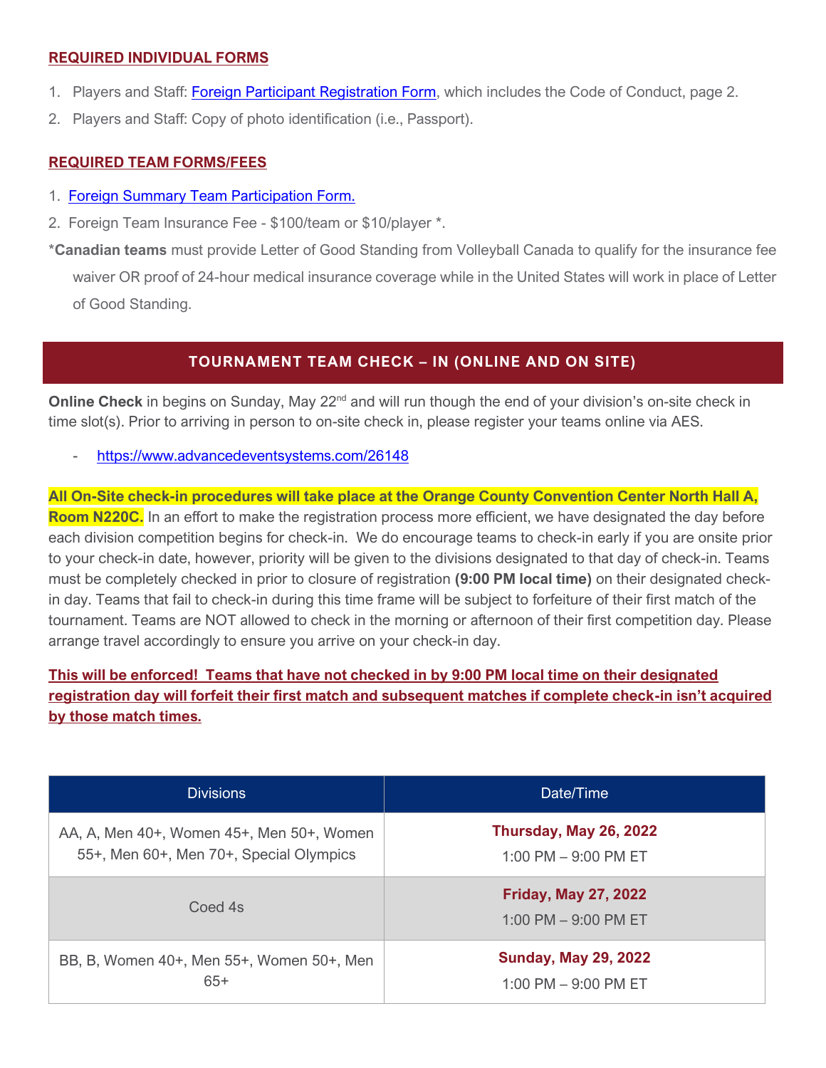### REQUIRED INDIVIDUAL FORMS

1. Players and Staff: [Foreign Participant Registration Form](), which includes the Code of Conduct, page 2.
2. Players and Staff: Copy of photo identification (i.e., Passport).

### REQUIRED TEAM FORMS/FEES

1. [Foreign Summary Team Participation Form.]()
2. Foreign Team Insurance Fee - $100/team or $10/player *.

***Canadian teams** must provide Letter of Good Standing from Volleyball Canada to qualify for the insurance fee waiver OR proof of 24-hour medical insurance coverage while in the United States will work in place of Letter of Good Standing.

## TOURNAMENT TEAM CHECK – IN (ONLINE AND ON SITE)

**Online Check** in begins on Sunday, May 22nd and will run though the end of your division's on-site check in time slot(s). Prior to arriving in person to on-site check in, please register your teams online via AES.

- https://www.advancedeventsystems.com/26148

**All On-Site check-in procedures will take place at the Orange County Convention Center North Hall A, Room N220C.** In an effort to make the registration process more efficient, we have designated the day before each division competition begins for check-in. We do encourage teams to check-in early if you are onsite prior to your check-in date, however, priority will be given to the divisions designated to that day of check-in. Teams must be completely checked in prior to closure of registration **(9:00 PM local time)** on their designated check-in day. Teams that fail to check-in during this time frame will be subject to forfeiture of their first match of the tournament. Teams are NOT allowed to check in the morning or afternoon of their first competition day. Please arrange travel accordingly to ensure you arrive on your check-in day.

**This will be enforced! Teams that have not checked in by 9:00 PM local time on their designated registration day will forfeit their first match and subsequent matches if complete check-in isn't acquired by those match times.**

| Divisions | Date/Time |
|---|---|
| AA, A, Men 40+, Women 45+, Men 50+, Women 55+, Men 60+, Men 70+, Special Olympics | **Thursday, May 26, 2022**<br>1:00 PM – 9:00 PM ET |
| Coed 4s | **Friday, May 27, 2022**<br>1:00 PM – 9:00 PM ET |
| BB, B, Women 40+, Men 55+, Women 50+, Men 65+ | **Sunday, May 29, 2022**<br>1:00 PM – 9:00 PM ET |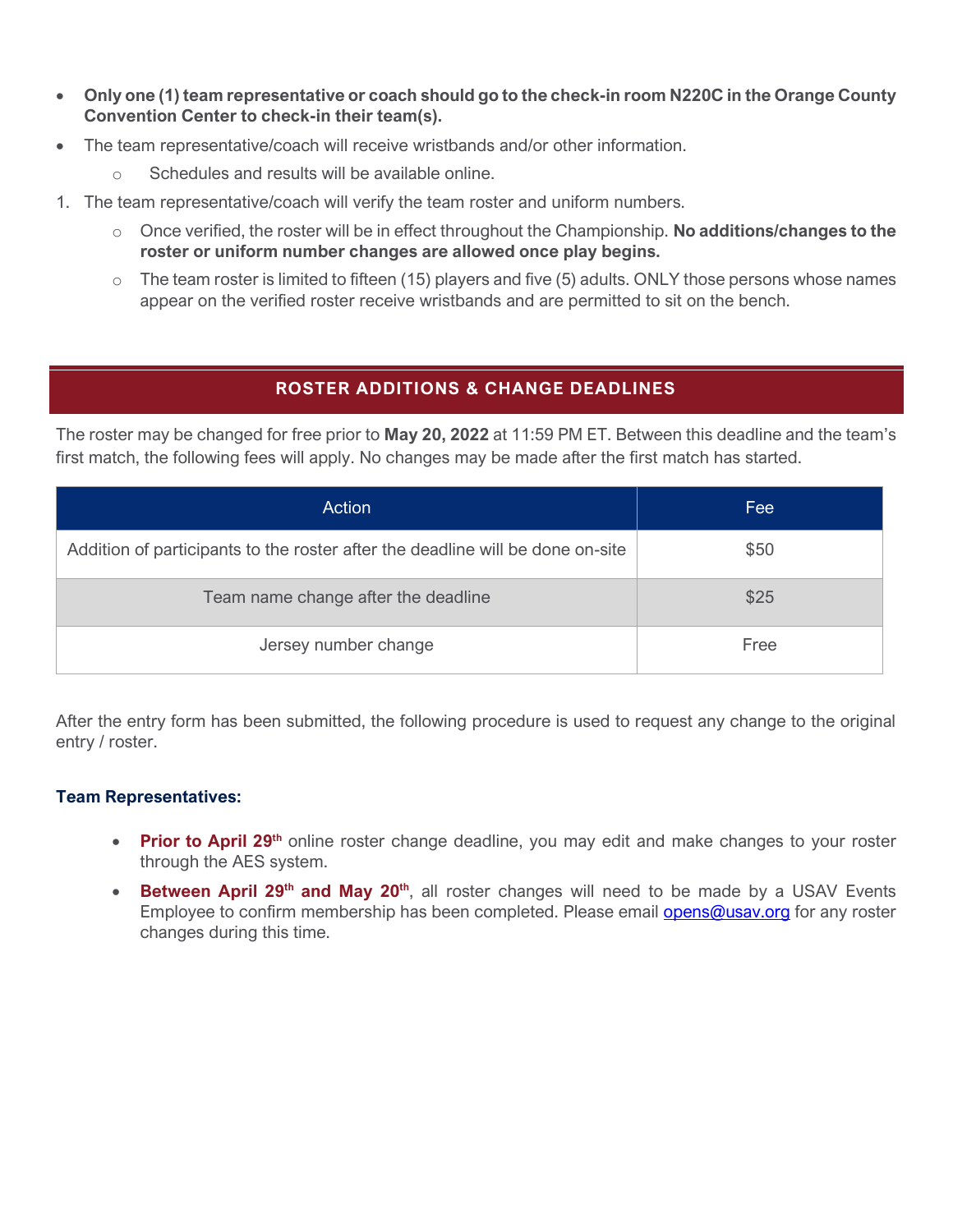- **Only one (1) team representative or coach should go to the check-in room N220C in the Orange County Convention Center to check-in their team(s).**
- The team representative/coach will receive wristbands and/or other information.
  - Schedules and results will be available online.

1. The team representative/coach will verify the team roster and uniform numbers.
   - Once verified, the roster will be in effect throughout the Championship. **No additions/changes to the roster or uniform number changes are allowed once play begins.**
   - The team roster is limited to fifteen (15) players and five (5) adults. ONLY those persons whose names appear on the verified roster receive wristbands and are permitted to sit on the bench.

## ROSTER ADDITIONS & CHANGE DEADLINES

The roster may be changed for free prior to **May 20, 2022** at 11:59 PM ET. Between this deadline and the team's first match, the following fees will apply. No changes may be made after the first match has started.

| Action | Fee |
|---|---|
| Addition of participants to the roster after the deadline will be done on-site | $50 |
| Team name change after the deadline | $25 |
| Jersey number change | Free |

After the entry form has been submitted, the following procedure is used to request any change to the original entry / roster.

### Team Representatives:

- **Prior to April 29th** online roster change deadline, you may edit and make changes to your roster through the AES system.
- **Between April 29th and May 20th**, all roster changes will need to be made by a USAV Events Employee to confirm membership has been completed. Please email opens@usav.org for any roster changes during this time.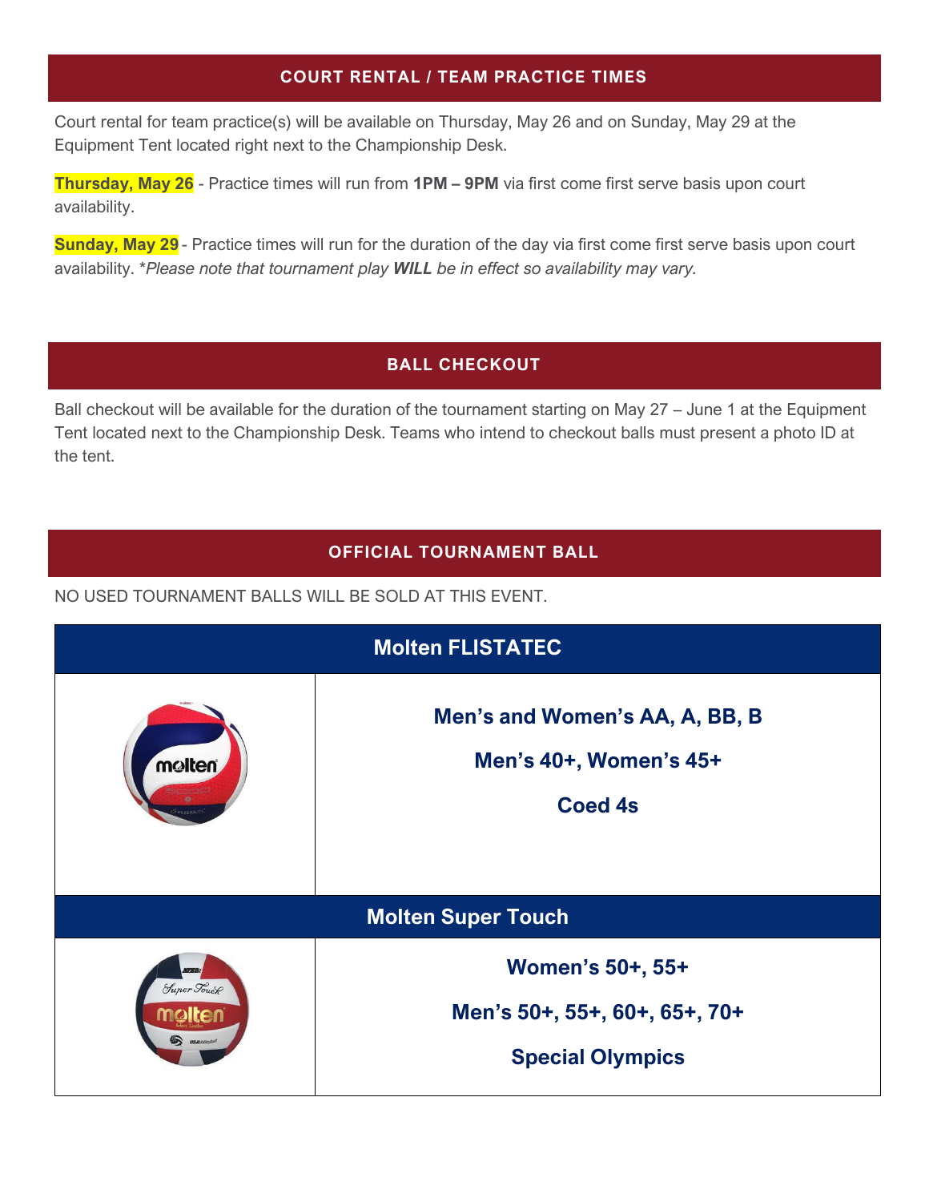## COURT RENTAL / TEAM PRACTICE TIMES

Court rental for team practice(s) will be available on Thursday, May 26 and on Sunday, May 29 at the Equipment Tent located right next to the Championship Desk.

**Thursday, May 26** - Practice times will run from **1PM – 9PM** via first come first serve basis upon court availability.

**Sunday, May 29** - Practice times will run for the duration of the day via first come first serve basis upon court availability. **Please note that tournament play WILL be in effect so availability may vary.*

## BALL CHECKOUT

Ball checkout will be available for the duration of the tournament starting on May 27 – June 1 at the Equipment Tent located next to the Championship Desk. Teams who intend to checkout balls must present a photo ID at the tent.

## OFFICIAL TOURNAMENT BALL

NO USED TOURNAMENT BALLS WILL BE SOLD AT THIS EVENT.

| Molten FLISTATEC | |
|---|---|
| | **Men's and Women's AA, A, BB, B**<br>**Men's 40+, Women's 45+**<br>**Coed 4s** |
| **Molten Super Touch** | |
| | **Women's 50+, 55+**<br>**Men's 50+, 55+, 60+, 65+, 70+**<br>**Special Olympics** |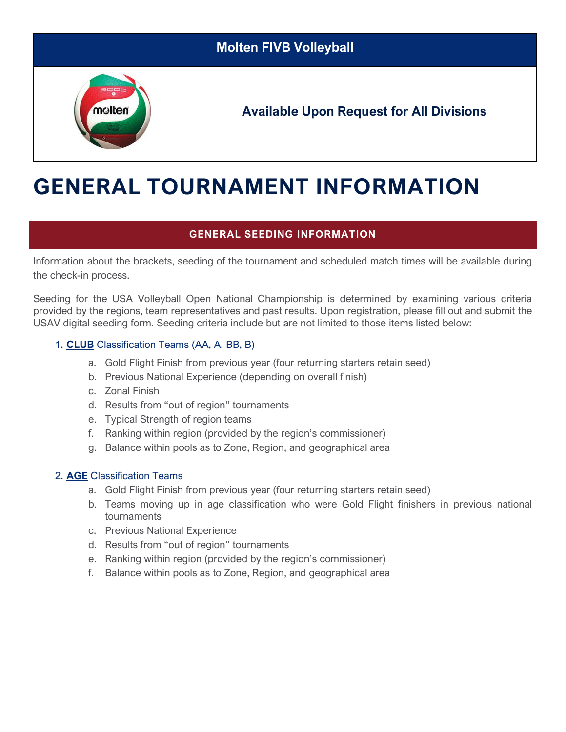| Molten FIVB Volleyball | |
|---|---|
| | **Available Upon Request for All Divisions** |

# GENERAL TOURNAMENT INFORMATION

## GENERAL SEEDING INFORMATION

Information about the brackets, seeding of the tournament and scheduled match times will be available during the check-in process.

Seeding for the USA Volleyball Open National Championship is determined by examining various criteria provided by the regions, team representatives and past results. Upon registration, please fill out and submit the USAV digital seeding form. Seeding criteria include but are not limited to those items listed below:

1. **CLUB** Classification Teams (AA, A, BB, B)
   a. Gold Flight Finish from previous year (four returning starters retain seed)
   b. Previous National Experience (depending on overall finish)
   c. Zonal Finish
   d. Results from "out of region" tournaments
   e. Typical Strength of region teams
   f. Ranking within region (provided by the region's commissioner)
   g. Balance within pools as to Zone, Region, and geographical area

2. **AGE** Classification Teams
   a. Gold Flight Finish from previous year (four returning starters retain seed)
   b. Teams moving up in age classification who were Gold Flight finishers in previous national tournaments
   c. Previous National Experience
   d. Results from "out of region" tournaments
   e. Ranking within region (provided by the region's commissioner)
   f. Balance within pools as to Zone, Region, and geographical area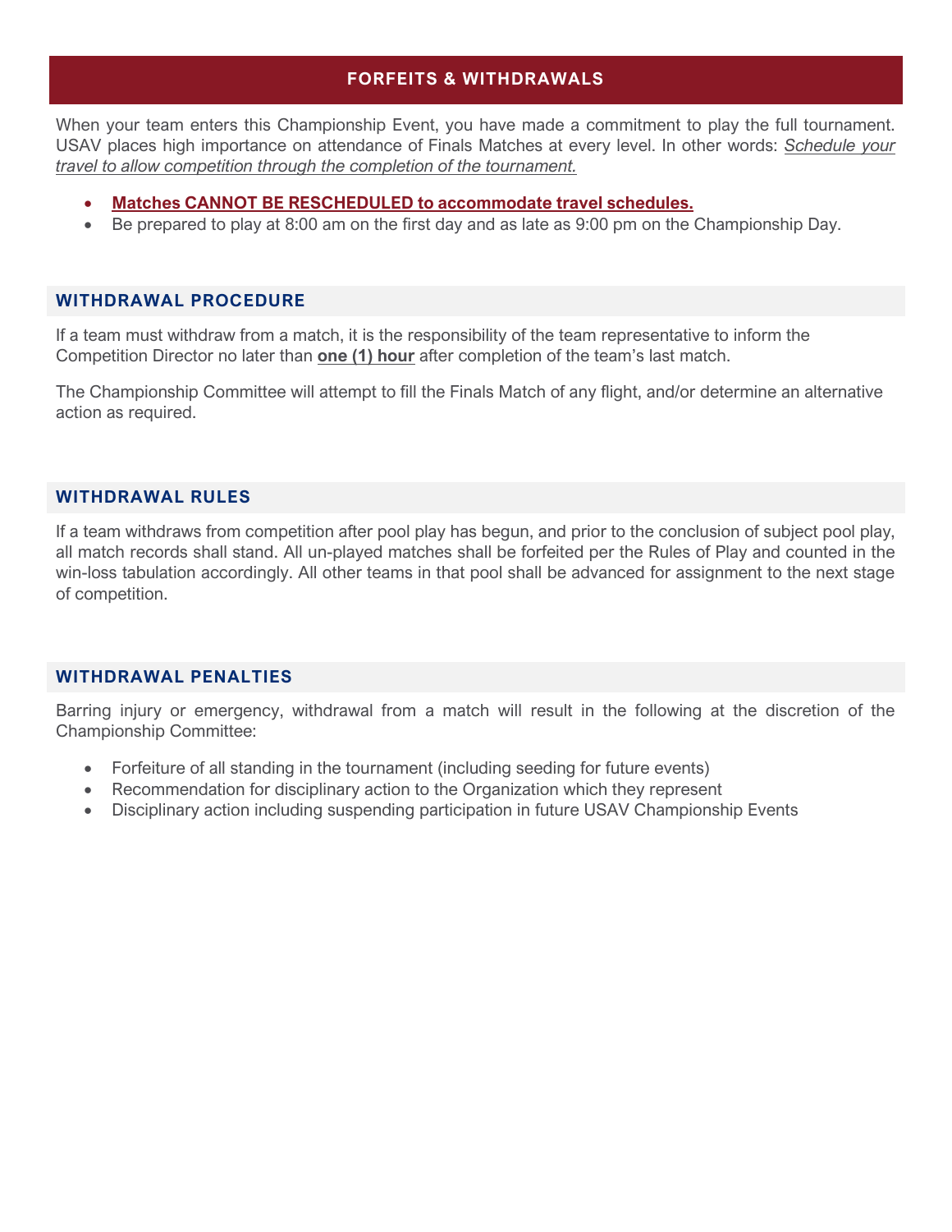## FORFEITS & WITHDRAWALS

When your team enters this Championship Event, you have made a commitment to play the full tournament. USAV places high importance on attendance of Finals Matches at every level. In other words: *Schedule your travel to allow competition through the completion of the tournament.*

- **Matches CANNOT BE RESCHEDULED to accommodate travel schedules.**
- Be prepared to play at 8:00 am on the first day and as late as 9:00 pm on the Championship Day.

### WITHDRAWAL PROCEDURE

If a team must withdraw from a match, it is the responsibility of the team representative to inform the Competition Director no later than **one (1) hour** after completion of the team's last match.

The Championship Committee will attempt to fill the Finals Match of any flight, and/or determine an alternative action as required.

### WITHDRAWAL RULES

If a team withdraws from competition after pool play has begun, and prior to the conclusion of subject pool play, all match records shall stand. All un-played matches shall be forfeited per the Rules of Play and counted in the win-loss tabulation accordingly. All other teams in that pool shall be advanced for assignment to the next stage of competition.

### WITHDRAWAL PENALTIES

Barring injury or emergency, withdrawal from a match will result in the following at the discretion of the Championship Committee:

- Forfeiture of all standing in the tournament (including seeding for future events)
- Recommendation for disciplinary action to the Organization which they represent
- Disciplinary action including suspending participation in future USAV Championship Events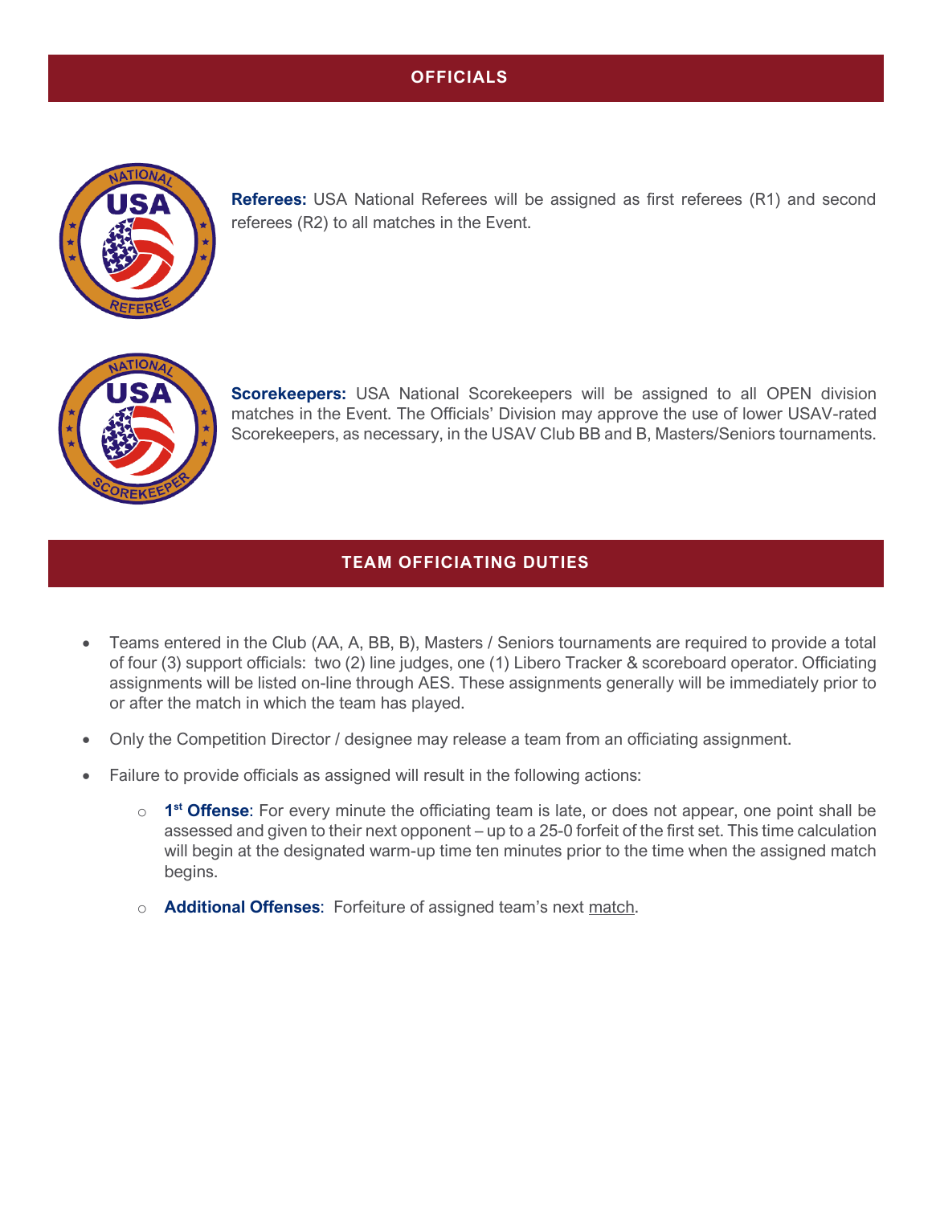## OFFICIALS

**Referees:** USA National Referees will be assigned as first referees (R1) and second referees (R2) to all matches in the Event.

**Scorekeepers:** USA National Scorekeepers will be assigned to all OPEN division matches in the Event. The Officials' Division may approve the use of lower USAV-rated Scorekeepers, as necessary, in the USAV Club BB and B, Masters/Seniors tournaments.

## TEAM OFFICIATING DUTIES

- Teams entered in the Club (AA, A, BB, B), Masters / Seniors tournaments are required to provide a total of four (3) support officials: two (2) line judges, one (1) Libero Tracker & scoreboard operator. Officiating assignments will be listed on-line through AES. These assignments generally will be immediately prior to or after the match in which the team has played.
- Only the Competition Director / designee may release a team from an officiating assignment.
- Failure to provide officials as assigned will result in the following actions:
  - **1st Offense**: For every minute the officiating team is late, or does not appear, one point shall be assessed and given to their next opponent – up to a 25-0 forfeit of the first set. This time calculation will begin at the designated warm-up time ten minutes prior to the time when the assigned match begins.
  - **Additional Offenses**: Forfeiture of assigned team's next match.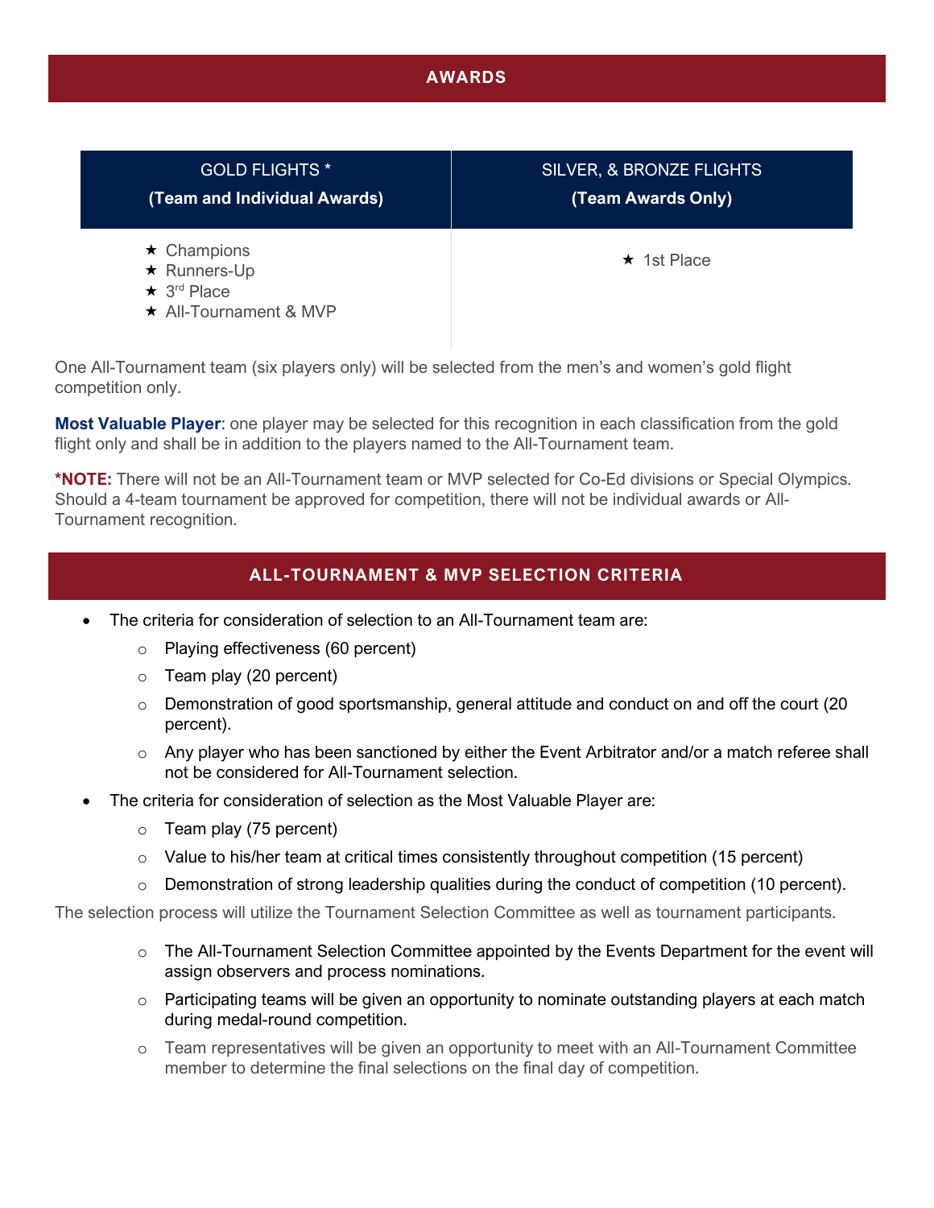## AWARDS

| GOLD FLIGHTS * **(Team and Individual Awards)** | SILVER, & BRONZE FLIGHTS **(Team Awards Only)** |
|---|---|
| ★ Champions<br>★ Runners-Up<br>★ 3rd Place<br>★ All-Tournament & MVP | ★ 1st Place |

One All-Tournament team (six players only) will be selected from the men's and women's gold flight competition only.

**Most Valuable Player**: one player may be selected for this recognition in each classification from the gold flight only and shall be in addition to the players named to the All-Tournament team.

***NOTE:** There will not be an All-Tournament team or MVP selected for Co-Ed divisions or Special Olympics. Should a 4-team tournament be approved for competition, there will not be individual awards or All-Tournament recognition.

## ALL-TOURNAMENT & MVP SELECTION CRITERIA

- The criteria for consideration of selection to an All-Tournament team are:
  - Playing effectiveness (60 percent)
  - Team play (20 percent)
  - Demonstration of good sportsmanship, general attitude and conduct on and off the court (20 percent).
  - Any player who has been sanctioned by either the Event Arbitrator and/or a match referee shall not be considered for All-Tournament selection.
- The criteria for consideration of selection as the Most Valuable Player are:
  - Team play (75 percent)
  - Value to his/her team at critical times consistently throughout competition (15 percent)
  - Demonstration of strong leadership qualities during the conduct of competition (10 percent).

The selection process will utilize the Tournament Selection Committee as well as tournament participants.

- The All-Tournament Selection Committee appointed by the Events Department for the event will assign observers and process nominations.
- Participating teams will be given an opportunity to nominate outstanding players at each match during medal-round competition.
- Team representatives will be given an opportunity to meet with an All-Tournament Committee member to determine the final selections on the final day of competition.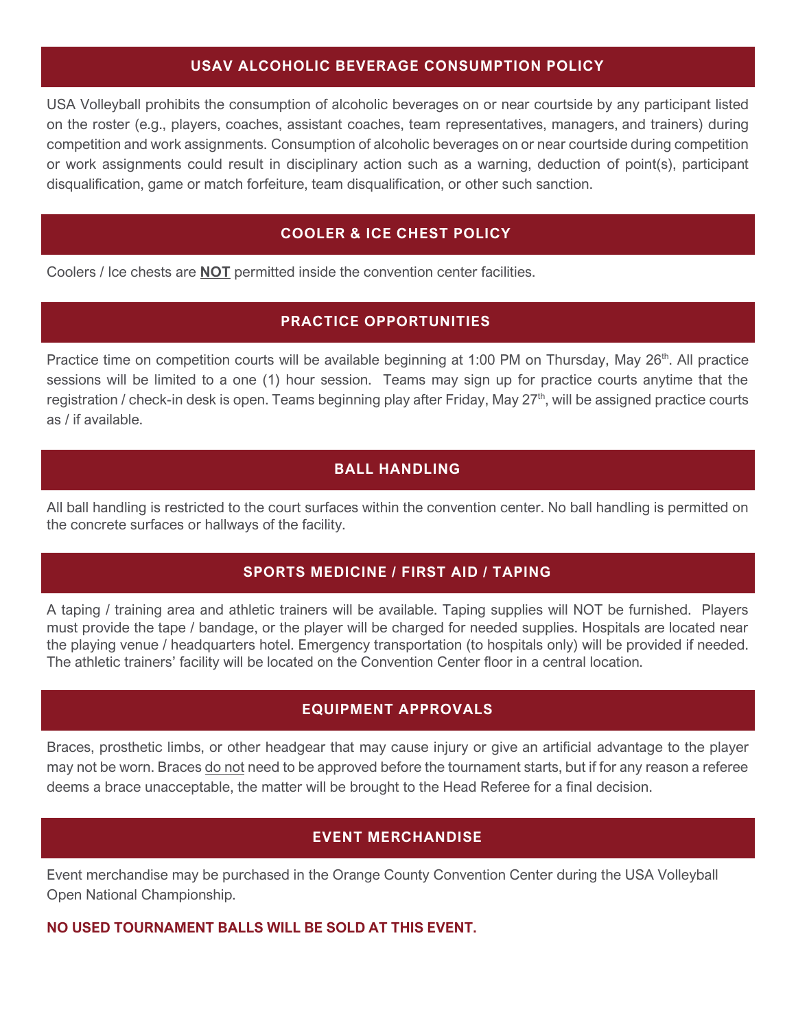## USAV ALCOHOLIC BEVERAGE CONSUMPTION POLICY

USA Volleyball prohibits the consumption of alcoholic beverages on or near courtside by any participant listed on the roster (e.g., players, coaches, assistant coaches, team representatives, managers, and trainers) during competition and work assignments. Consumption of alcoholic beverages on or near courtside during competition or work assignments could result in disciplinary action such as a warning, deduction of point(s), participant disqualification, game or match forfeiture, team disqualification, or other such sanction.

## COOLER & ICE CHEST POLICY

Coolers / Ice chests are **NOT** permitted inside the convention center facilities.

## PRACTICE OPPORTUNITIES

Practice time on competition courts will be available beginning at 1:00 PM on Thursday, May 26th. All practice sessions will be limited to a one (1) hour session. Teams may sign up for practice courts anytime that the registration / check-in desk is open. Teams beginning play after Friday, May 27th, will be assigned practice courts as / if available.

## BALL HANDLING

All ball handling is restricted to the court surfaces within the convention center. No ball handling is permitted on the concrete surfaces or hallways of the facility.

## SPORTS MEDICINE / FIRST AID / TAPING

A taping / training area and athletic trainers will be available. Taping supplies will NOT be furnished. Players must provide the tape / bandage, or the player will be charged for needed supplies. Hospitals are located near the playing venue / headquarters hotel. Emergency transportation (to hospitals only) will be provided if needed. The athletic trainers' facility will be located on the Convention Center floor in a central location.

## EQUIPMENT APPROVALS

Braces, prosthetic limbs, or other headgear that may cause injury or give an artificial advantage to the player may not be worn. Braces do not need to be approved before the tournament starts, but if for any reason a referee deems a brace unacceptable, the matter will be brought to the Head Referee for a final decision.

## EVENT MERCHANDISE

Event merchandise may be purchased in the Orange County Convention Center during the USA Volleyball Open National Championship.

**NO USED TOURNAMENT BALLS WILL BE SOLD AT THIS EVENT.**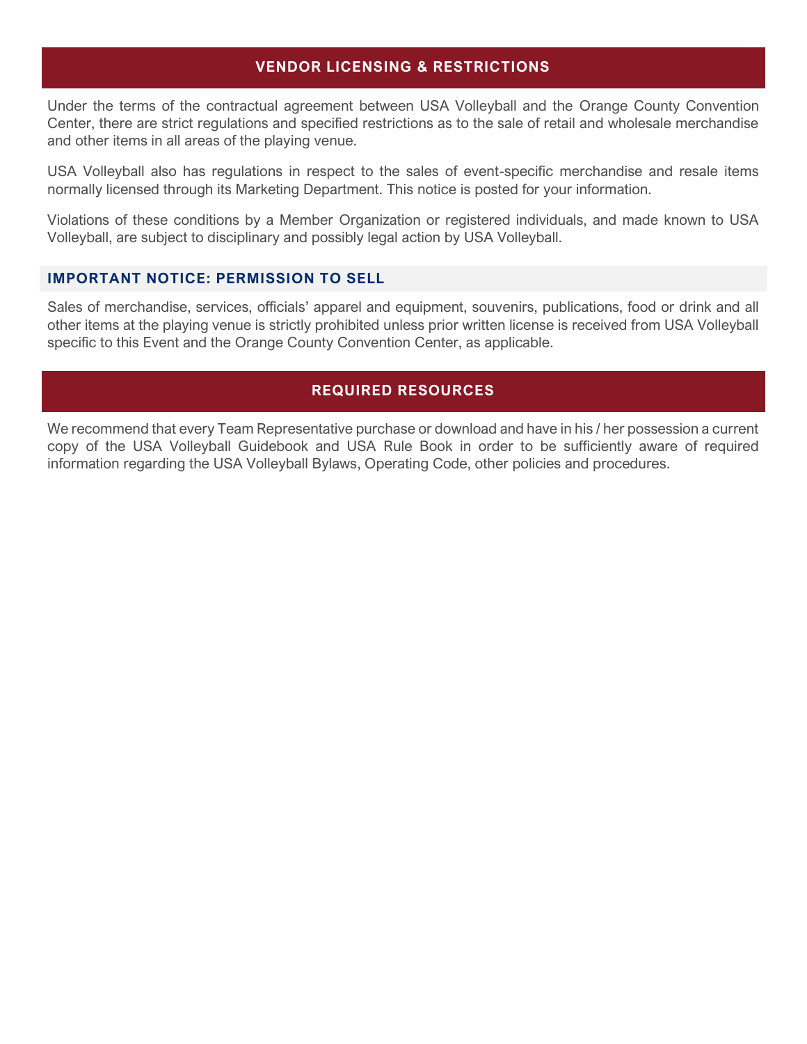## VENDOR LICENSING & RESTRICTIONS

Under the terms of the contractual agreement between USA Volleyball and the Orange County Convention Center, there are strict regulations and specified restrictions as to the sale of retail and wholesale merchandise and other items in all areas of the playing venue.

USA Volleyball also has regulations in respect to the sales of event-specific merchandise and resale items normally licensed through its Marketing Department. This notice is posted for your information.

Violations of these conditions by a Member Organization or registered individuals, and made known to USA Volleyball, are subject to disciplinary and possibly legal action by USA Volleyball.

### IMPORTANT NOTICE: PERMISSION TO SELL

Sales of merchandise, services, officials' apparel and equipment, souvenirs, publications, food or drink and all other items at the playing venue is strictly prohibited unless prior written license is received from USA Volleyball specific to this Event and the Orange County Convention Center, as applicable.

## REQUIRED RESOURCES

We recommend that every Team Representative purchase or download and have in his / her possession a current copy of the USA Volleyball Guidebook and USA Rule Book in order to be sufficiently aware of required information regarding the USA Volleyball Bylaws, Operating Code, other policies and procedures.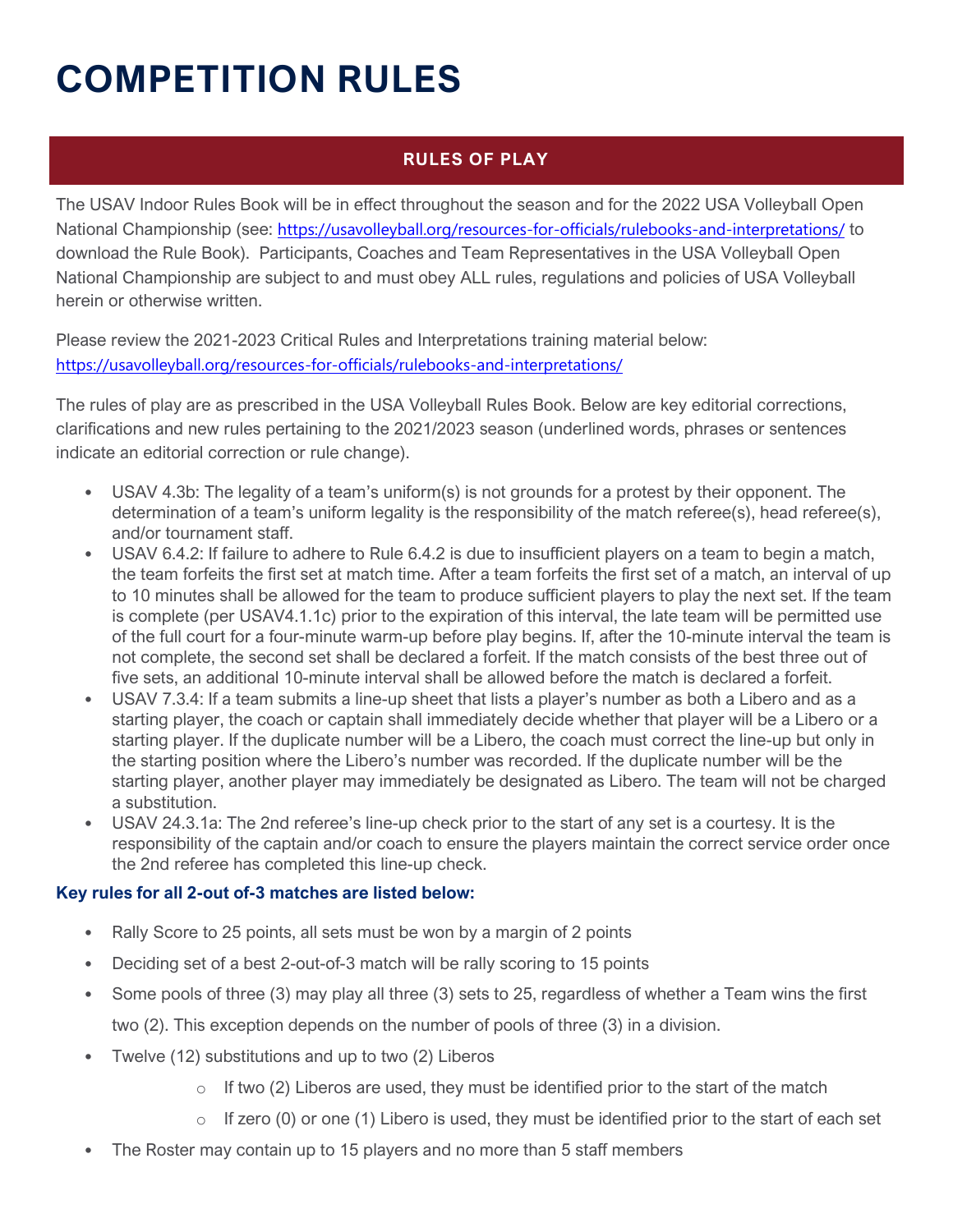# COMPETITION RULES

## RULES OF PLAY

The USAV Indoor Rules Book will be in effect throughout the season and for the 2022 USA Volleyball Open National Championship (see: https://usavolleyball.org/resources-for-officials/rulebooks-and-interpretations/ to download the Rule Book). Participants, Coaches and Team Representatives in the USA Volleyball Open National Championship are subject to and must obey ALL rules, regulations and policies of USA Volleyball herein or otherwise written.

Please review the 2021-2023 Critical Rules and Interpretations training material below: https://usavolleyball.org/resources-for-officials/rulebooks-and-interpretations/

The rules of play are as prescribed in the USA Volleyball Rules Book. Below are key editorial corrections, clarifications and new rules pertaining to the 2021/2023 season (underlined words, phrases or sentences indicate an editorial correction or rule change).

- USAV 4.3b: The legality of a team's uniform(s) is not grounds for a protest by their opponent. The determination of a team's uniform legality is the responsibility of the match referee(s), head referee(s), and/or tournament staff.
- USAV 6.4.2: If failure to adhere to Rule 6.4.2 is due to insufficient players on a team to begin a match, the team forfeits the first set at match time. After a team forfeits the first set of a match, an interval of up to 10 minutes shall be allowed for the team to produce sufficient players to play the next set. If the team is complete (per USAV4.1.1c) prior to the expiration of this interval, the late team will be permitted use of the full court for a four-minute warm-up before play begins. If, after the 10-minute interval the team is not complete, the second set shall be declared a forfeit. If the match consists of the best three out of five sets, an additional 10-minute interval shall be allowed before the match is declared a forfeit.
- USAV 7.3.4: If a team submits a line-up sheet that lists a player's number as both a Libero and as a starting player, the coach or captain shall immediately decide whether that player will be a Libero or a starting player. If the duplicate number will be a Libero, the coach must correct the line-up but only in the starting position where the Libero's number was recorded. If the duplicate number will be the starting player, another player may immediately be designated as Libero. The team will not be charged a substitution.
- USAV 24.3.1a: The 2nd referee's line-up check prior to the start of any set is a courtesy. It is the responsibility of the captain and/or coach to ensure the players maintain the correct service order once the 2nd referee has completed this line-up check.

**Key rules for all 2-out of-3 matches are listed below:**

- Rally Score to 25 points, all sets must be won by a margin of 2 points
- Deciding set of a best 2-out-of-3 match will be rally scoring to 15 points
- Some pools of three (3) may play all three (3) sets to 25, regardless of whether a Team wins the first two (2). This exception depends on the number of pools of three (3) in a division.
- Twelve (12) substitutions and up to two (2) Liberos
  - If two (2) Liberos are used, they must be identified prior to the start of the match
  - If zero (0) or one (1) Libero is used, they must be identified prior to the start of each set
- The Roster may contain up to 15 players and no more than 5 staff members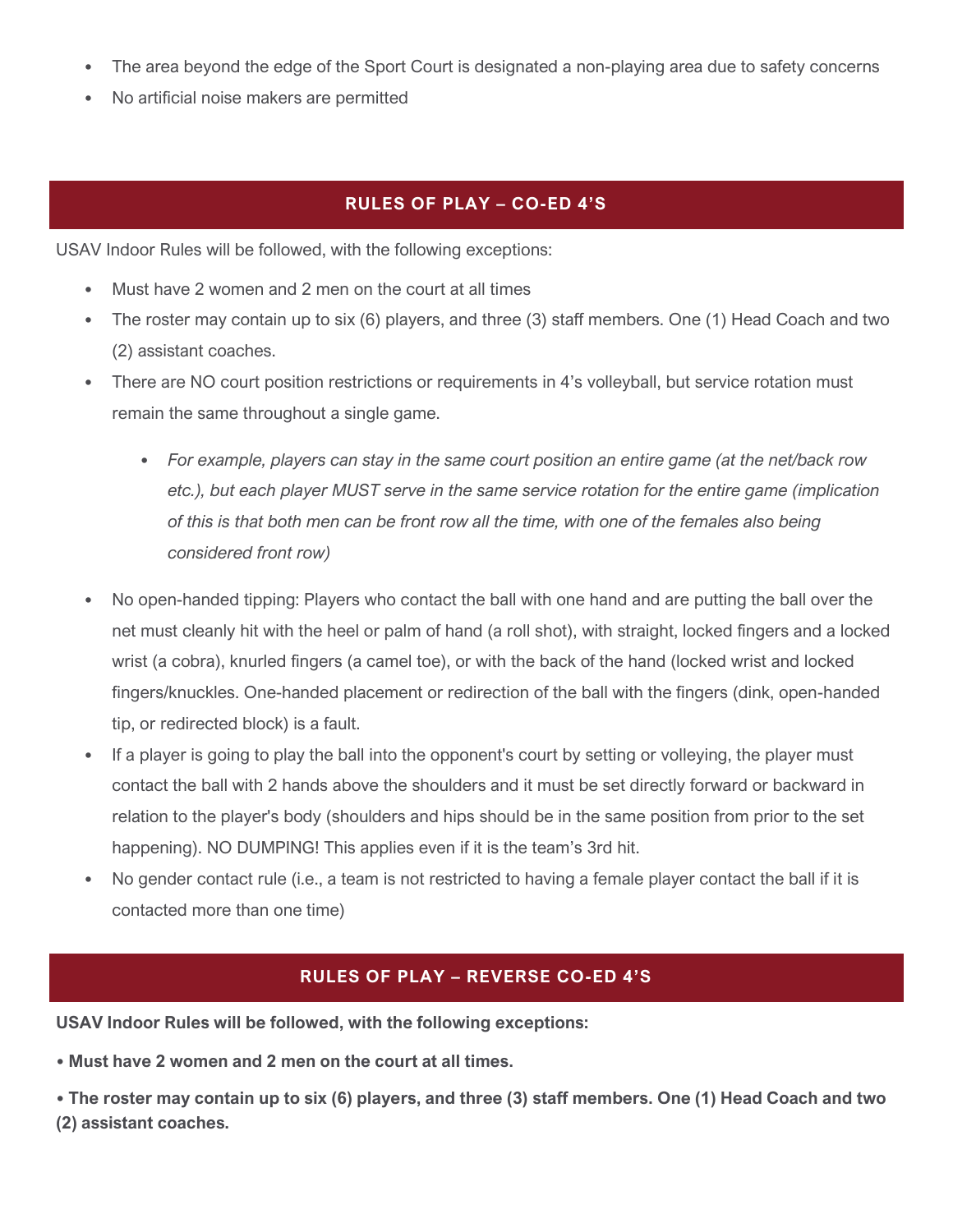- The area beyond the edge of the Sport Court is designated a non-playing area due to safety concerns
- No artificial noise makers are permitted

## RULES OF PLAY – CO-ED 4'S

USAV Indoor Rules will be followed, with the following exceptions:

- Must have 2 women and 2 men on the court at all times
- The roster may contain up to six (6) players, and three (3) staff members. One (1) Head Coach and two (2) assistant coaches.
- There are NO court position restrictions or requirements in 4's volleyball, but service rotation must remain the same throughout a single game.
  - *For example, players can stay in the same court position an entire game (at the net/back row etc.), but each player MUST serve in the same service rotation for the entire game (implication of this is that both men can be front row all the time, with one of the females also being considered front row)*
- No open-handed tipping: Players who contact the ball with one hand and are putting the ball over the net must cleanly hit with the heel or palm of hand (a roll shot), with straight, locked fingers and a locked wrist (a cobra), knurled fingers (a camel toe), or with the back of the hand (locked wrist and locked fingers/knuckles. One-handed placement or redirection of the ball with the fingers (dink, open-handed tip, or redirected block) is a fault.
- If a player is going to play the ball into the opponent's court by setting or volleying, the player must contact the ball with 2 hands above the shoulders and it must be set directly forward or backward in relation to the player's body (shoulders and hips should be in the same position from prior to the set happening). NO DUMPING! This applies even if it is the team's 3rd hit.
- No gender contact rule (i.e., a team is not restricted to having a female player contact the ball if it is contacted more than one time)

## RULES OF PLAY – REVERSE CO-ED 4'S

**USAV Indoor Rules will be followed, with the following exceptions:**

**• Must have 2 women and 2 men on the court at all times.**

**• The roster may contain up to six (6) players, and three (3) staff members. One (1) Head Coach and two (2) assistant coaches.**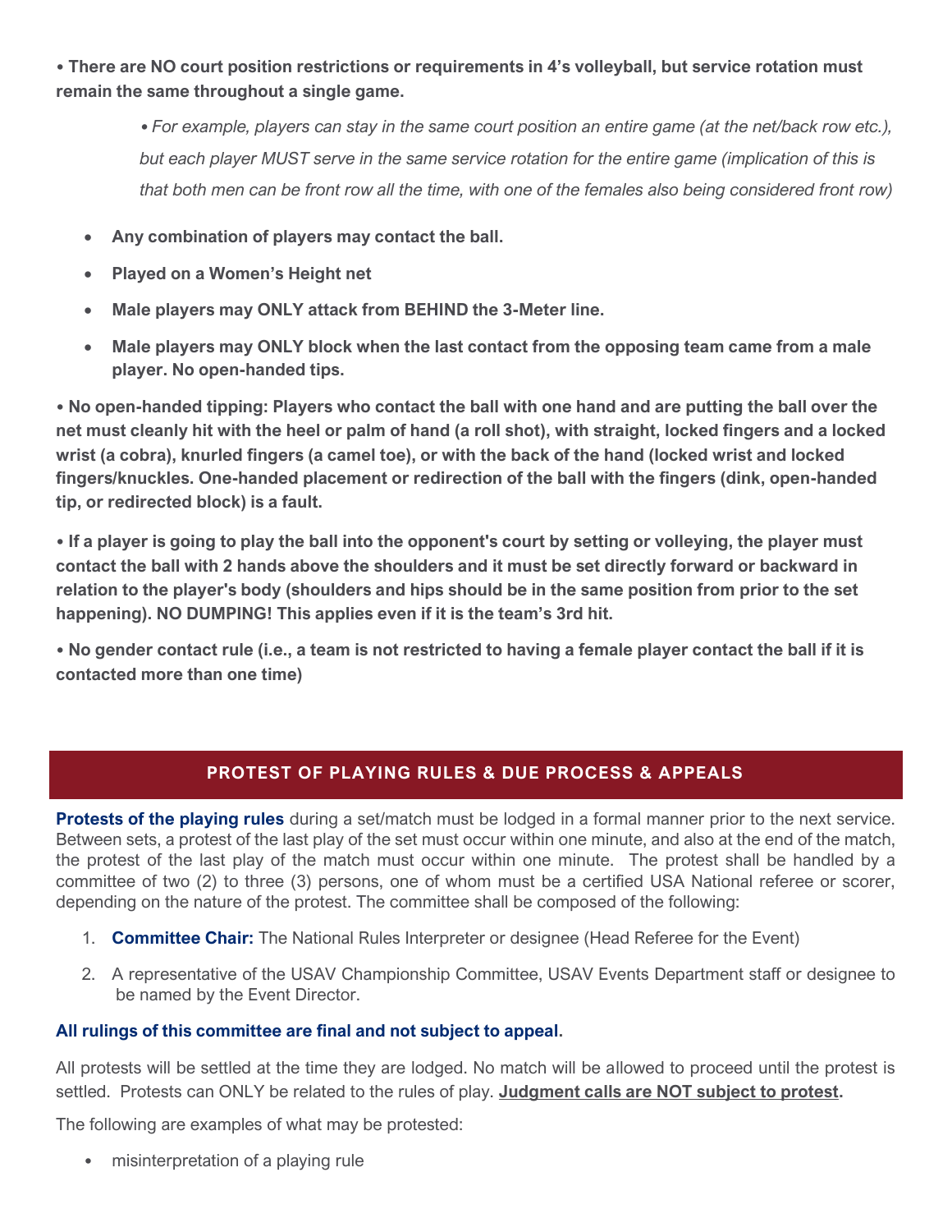**• There are NO court position restrictions or requirements in 4's volleyball, but service rotation must remain the same throughout a single game.**

> *• For example, players can stay in the same court position an entire game (at the net/back row etc.), but each player MUST serve in the same service rotation for the entire game (implication of this is that both men can be front row all the time, with one of the females also being considered front row)*

- **Any combination of players may contact the ball.**
- **Played on a Women's Height net**
- **Male players may ONLY attack from BEHIND the 3-Meter line.**
- **Male players may ONLY block when the last contact from the opposing team came from a male player. No open-handed tips.**

**• No open-handed tipping: Players who contact the ball with one hand and are putting the ball over the net must cleanly hit with the heel or palm of hand (a roll shot), with straight, locked fingers and a locked wrist (a cobra), knurled fingers (a camel toe), or with the back of the hand (locked wrist and locked fingers/knuckles. One-handed placement or redirection of the ball with the fingers (dink, open-handed tip, or redirected block) is a fault.**

**• If a player is going to play the ball into the opponent's court by setting or volleying, the player must contact the ball with 2 hands above the shoulders and it must be set directly forward or backward in relation to the player's body (shoulders and hips should be in the same position from prior to the set happening). NO DUMPING! This applies even if it is the team's 3rd hit.**

**• No gender contact rule (i.e., a team is not restricted to having a female player contact the ball if it is contacted more than one time)**

## PROTEST OF PLAYING RULES & DUE PROCESS & APPEALS

**Protests of the playing rules** during a set/match must be lodged in a formal manner prior to the next service. Between sets, a protest of the last play of the set must occur within one minute, and also at the end of the match, the protest of the last play of the match must occur within one minute. The protest shall be handled by a committee of two (2) to three (3) persons, one of whom must be a certified USA National referee or scorer, depending on the nature of the protest. The committee shall be composed of the following:

1. **Committee Chair:** The National Rules Interpreter or designee (Head Referee for the Event)
2. A representative of the USAV Championship Committee, USAV Events Department staff or designee to be named by the Event Director.

**All rulings of this committee are final and not subject to appeal.**

All protests will be settled at the time they are lodged. No match will be allowed to proceed until the protest is settled. Protests can ONLY be related to the rules of play. **Judgment calls are NOT subject to protest.**

The following are examples of what may be protested:

- misinterpretation of a playing rule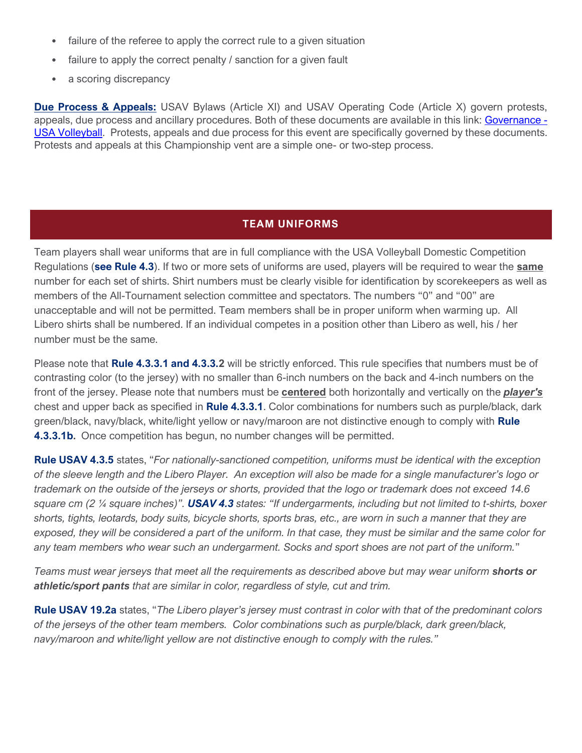- failure of the referee to apply the correct rule to a given situation
- failure to apply the correct penalty / sanction for a given fault
- a scoring discrepancy

**Due Process & Appeals:** USAV Bylaws (Article XI) and USAV Operating Code (Article X) govern protests, appeals, due process and ancillary procedures. Both of these documents are available in this link: Governance - USA Volleyball. Protests, appeals and due process for this event are specifically governed by these documents. Protests and appeals at this Championship vent are a simple one- or two-step process.

## TEAM UNIFORMS

Team players shall wear uniforms that are in full compliance with the USA Volleyball Domestic Competition Regulations (**see Rule 4.3**). If two or more sets of uniforms are used, players will be required to wear the **same** number for each set of shirts. Shirt numbers must be clearly visible for identification by scorekeepers as well as members of the All-Tournament selection committee and spectators. The numbers "0" and "00" are unacceptable and will not be permitted. Team members shall be in proper uniform when warming up. All Libero shirts shall be numbered. If an individual competes in a position other than Libero as well, his / her number must be the same.

Please note that **Rule 4.3.3.1 and 4.3.3.2** will be strictly enforced. This rule specifies that numbers must be of contrasting color (to the jersey) with no smaller than 6-inch numbers on the back and 4-inch numbers on the front of the jersey. Please note that numbers must be **centered** both horizontally and vertically on the ***player's*** chest and upper back as specified in **Rule 4.3.3.1**. Color combinations for numbers such as purple/black, dark green/black, navy/black, white/light yellow or navy/maroon are not distinctive enough to comply with **Rule 4.3.3.1b.** Once competition has begun, no number changes will be permitted.

**Rule USAV 4.3.5** states, "*For nationally-sanctioned competition, uniforms must be identical with the exception of the sleeve length and the Libero Player. An exception will also be made for a single manufacturer's logo or trademark on the outside of the jerseys or shorts, provided that the logo or trademark does not exceed 14.6 square cm (2 ¼ square inches)". **USAV 4.3** states: "If undergarments, including but not limited to t-shirts, boxer shorts, tights, leotards, body suits, bicycle shorts, sports bras, etc., are worn in such a manner that they are exposed, they will be considered a part of the uniform. In that case, they must be similar and the same color for any team members who wear such an undergarment. Socks and sport shoes are not part of the uniform.*"

*Teams must wear jerseys that meet all the requirements as described above but may wear uniform **shorts or athletic/sport pants** that are similar in color, regardless of style, cut and trim.*

**Rule USAV 19.2a** states, "*The Libero player's jersey must contrast in color with that of the predominant colors of the jerseys of the other team members. Color combinations such as purple/black, dark green/black, navy/maroon and white/light yellow are not distinctive enough to comply with the rules."*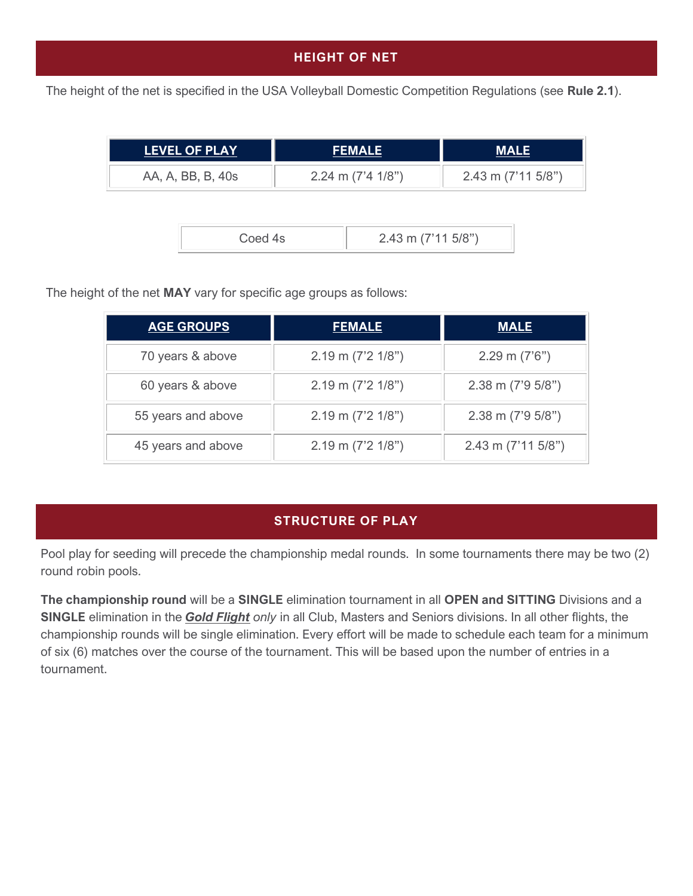## HEIGHT OF NET

The height of the net is specified in the USA Volleyball Domestic Competition Regulations (see **Rule 2.1**).

| LEVEL OF PLAY | FEMALE | MALE |
|---|---|---|
| AA, A, BB, B, 40s | 2.24 m (7'4 1/8") | 2.43 m (7'11 5/8") |

| Coed 4s | 2.43 m (7'11 5/8") |
|---|---|

The height of the net **MAY** vary for specific age groups as follows:

| AGE GROUPS | FEMALE | MALE |
|---|---|---|
| 70 years & above | 2.19 m (7'2 1/8") | 2.29 m (7'6") |
| 60 years & above | 2.19 m (7'2 1/8") | 2.38 m (7'9 5/8") |
| 55 years and above | 2.19 m (7'2 1/8") | 2.38 m (7'9 5/8") |
| 45 years and above | 2.19 m (7'2 1/8") | 2.43 m (7'11 5/8") |

## STRUCTURE OF PLAY

Pool play for seeding will precede the championship medal rounds. In some tournaments there may be two (2) round robin pools.

**The championship round** will be a **SINGLE** elimination tournament in all **OPEN and SITTING** Divisions and a **SINGLE** elimination in the ***Gold Flight*** *only* in all Club, Masters and Seniors divisions. In all other flights, the championship rounds will be single elimination. Every effort will be made to schedule each team for a minimum of six (6) matches over the course of the tournament. This will be based upon the number of entries in a tournament.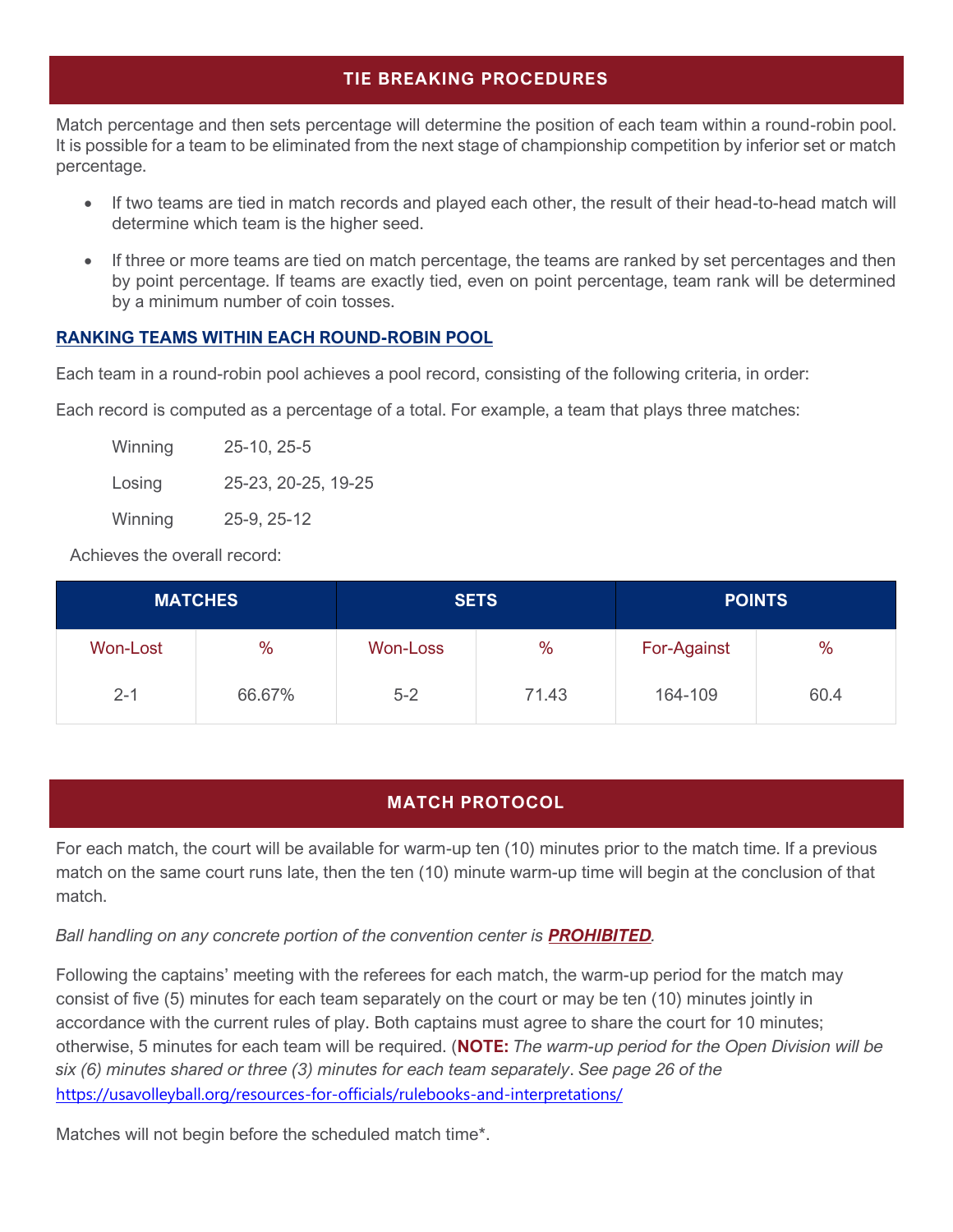## TIE BREAKING PROCEDURES

Match percentage and then sets percentage will determine the position of each team within a round-robin pool. It is possible for a team to be eliminated from the next stage of championship competition by inferior set or match percentage.

- If two teams are tied in match records and played each other, the result of their head-to-head match will determine which team is the higher seed.
- If three or more teams are tied on match percentage, the teams are ranked by set percentages and then by point percentage. If teams are exactly tied, even on point percentage, team rank will be determined by a minimum number of coin tosses.

### RANKING TEAMS WITHIN EACH ROUND-ROBIN POOL

Each team in a round-robin pool achieves a pool record, consisting of the following criteria, in order:

Each record is computed as a percentage of a total. For example, a team that plays three matches:

Winning 25-10, 25-5

Losing 25-23, 20-25, 19-25

Winning 25-9, 25-12

Achieves the overall record:

| MATCHES | | SETS | | POINTS | |
|---|---|---|---|---|---|
| Won-Lost | % | Won-Loss | % | For-Against | % |
| 2-1 | 66.67% | 5-2 | 71.43 | 164-109 | 60.4 |

## MATCH PROTOCOL

For each match, the court will be available for warm-up ten (10) minutes prior to the match time. If a previous match on the same court runs late, then the ten (10) minute warm-up time will begin at the conclusion of that match.

*Ball handling on any concrete portion of the convention center is **PROHIBITED**.*

Following the captains' meeting with the referees for each match, the warm-up period for the match may consist of five (5) minutes for each team separately on the court or may be ten (10) minutes jointly in accordance with the current rules of play. Both captains must agree to share the court for 10 minutes; otherwise, 5 minutes for each team will be required. (**NOTE:** *The warm-up period for the Open Division will be six (6) minutes shared or three (3) minutes for each team separately*. *See page 26 of the* https://usavolleyball.org/resources-for-officials/rulebooks-and-interpretations/

Matches will not begin before the scheduled match time*.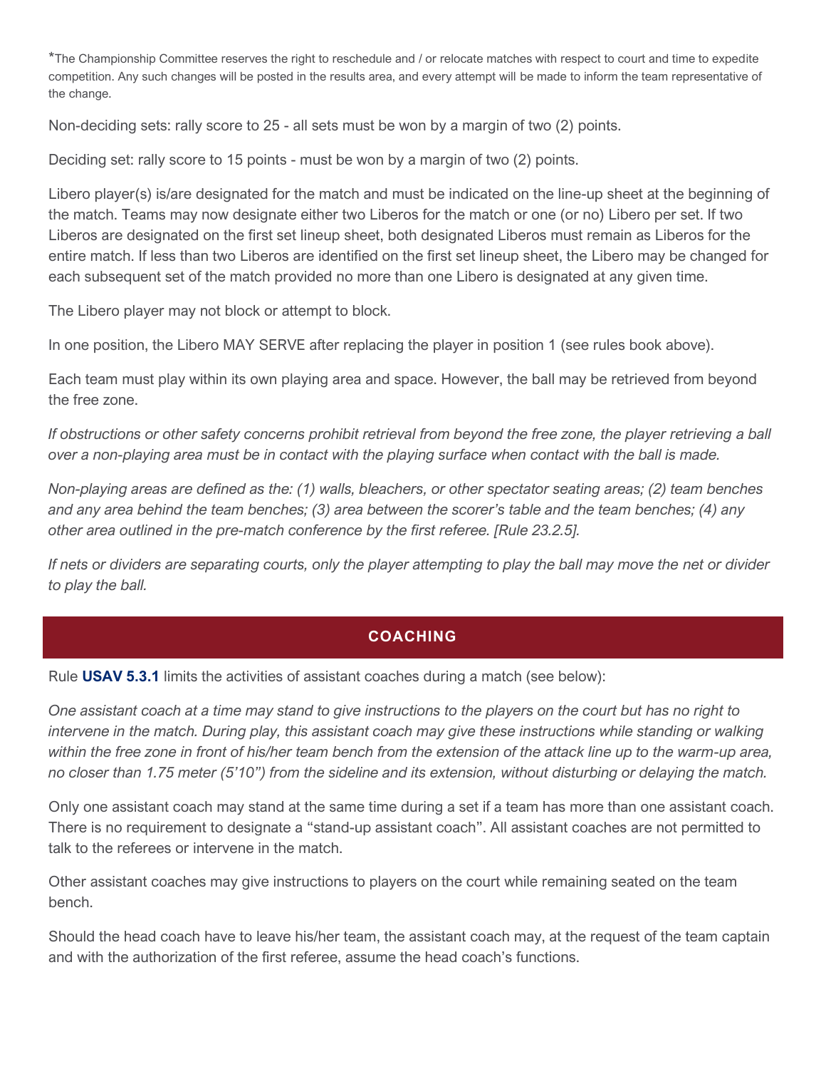*The Championship Committee reserves the right to reschedule and / or relocate matches with respect to court and time to expedite competition. Any such changes will be posted in the results area, and every attempt will be made to inform the team representative of the change.

Non-deciding sets: rally score to 25 - all sets must be won by a margin of two (2) points.

Deciding set: rally score to 15 points - must be won by a margin of two (2) points.

Libero player(s) is/are designated for the match and must be indicated on the line-up sheet at the beginning of the match. Teams may now designate either two Liberos for the match or one (or no) Libero per set. If two Liberos are designated on the first set lineup sheet, both designated Liberos must remain as Liberos for the entire match. If less than two Liberos are identified on the first set lineup sheet, the Libero may be changed for each subsequent set of the match provided no more than one Libero is designated at any given time.

The Libero player may not block or attempt to block.

In one position, the Libero MAY SERVE after replacing the player in position 1 (see rules book above).

Each team must play within its own playing area and space. However, the ball may be retrieved from beyond the free zone.

*If obstructions or other safety concerns prohibit retrieval from beyond the free zone, the player retrieving a ball over a non-playing area must be in contact with the playing surface when contact with the ball is made.*

*Non-playing areas are defined as the: (1) walls, bleachers, or other spectator seating areas; (2) team benches and any area behind the team benches; (3) area between the scorer's table and the team benches; (4) any other area outlined in the pre-match conference by the first referee. [Rule 23.2.5].*

*If nets or dividers are separating courts, only the player attempting to play the ball may move the net or divider to play the ball.*

## COACHING

Rule **USAV 5.3.1** limits the activities of assistant coaches during a match (see below):

*One assistant coach at a time may stand to give instructions to the players on the court but has no right to intervene in the match. During play, this assistant coach may give these instructions while standing or walking within the free zone in front of his/her team bench from the extension of the attack line up to the warm-up area, no closer than 1.75 meter (5'10") from the sideline and its extension, without disturbing or delaying the match.*

Only one assistant coach may stand at the same time during a set if a team has more than one assistant coach. There is no requirement to designate a "stand-up assistant coach". All assistant coaches are not permitted to talk to the referees or intervene in the match.

Other assistant coaches may give instructions to players on the court while remaining seated on the team bench.

Should the head coach have to leave his/her team, the assistant coach may, at the request of the team captain and with the authorization of the first referee, assume the head coach's functions.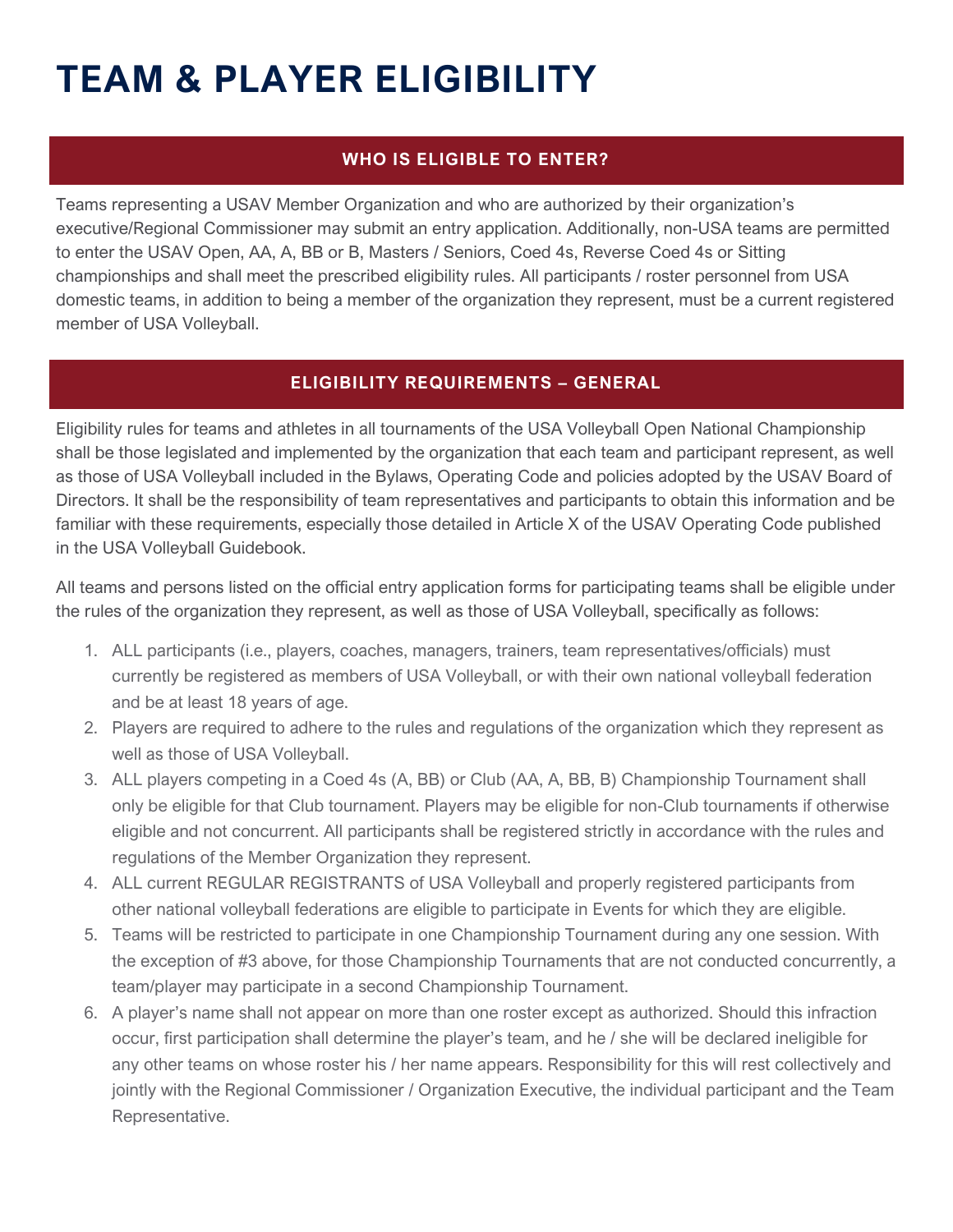# TEAM & PLAYER ELIGIBILITY

## WHO IS ELIGIBLE TO ENTER?

Teams representing a USAV Member Organization and who are authorized by their organization's executive/Regional Commissioner may submit an entry application. Additionally, non-USA teams are permitted to enter the USAV Open, AA, A, BB or B, Masters / Seniors, Coed 4s, Reverse Coed 4s or Sitting championships and shall meet the prescribed eligibility rules. All participants / roster personnel from USA domestic teams, in addition to being a member of the organization they represent, must be a current registered member of USA Volleyball.

## ELIGIBILITY REQUIREMENTS – GENERAL

Eligibility rules for teams and athletes in all tournaments of the USA Volleyball Open National Championship shall be those legislated and implemented by the organization that each team and participant represent, as well as those of USA Volleyball included in the Bylaws, Operating Code and policies adopted by the USAV Board of Directors. It shall be the responsibility of team representatives and participants to obtain this information and be familiar with these requirements, especially those detailed in Article X of the USAV Operating Code published in the USA Volleyball Guidebook.

All teams and persons listed on the official entry application forms for participating teams shall be eligible under the rules of the organization they represent, as well as those of USA Volleyball, specifically as follows:

1. ALL participants (i.e., players, coaches, managers, trainers, team representatives/officials) must currently be registered as members of USA Volleyball, or with their own national volleyball federation and be at least 18 years of age.
2. Players are required to adhere to the rules and regulations of the organization which they represent as well as those of USA Volleyball.
3. ALL players competing in a Coed 4s (A, BB) or Club (AA, A, BB, B) Championship Tournament shall only be eligible for that Club tournament. Players may be eligible for non-Club tournaments if otherwise eligible and not concurrent. All participants shall be registered strictly in accordance with the rules and regulations of the Member Organization they represent.
4. ALL current REGULAR REGISTRANTS of USA Volleyball and properly registered participants from other national volleyball federations are eligible to participate in Events for which they are eligible.
5. Teams will be restricted to participate in one Championship Tournament during any one session. With the exception of #3 above, for those Championship Tournaments that are not conducted concurrently, a team/player may participate in a second Championship Tournament.
6. A player's name shall not appear on more than one roster except as authorized. Should this infraction occur, first participation shall determine the player's team, and he / she will be declared ineligible for any other teams on whose roster his / her name appears. Responsibility for this will rest collectively and jointly with the Regional Commissioner / Organization Executive, the individual participant and the Team Representative.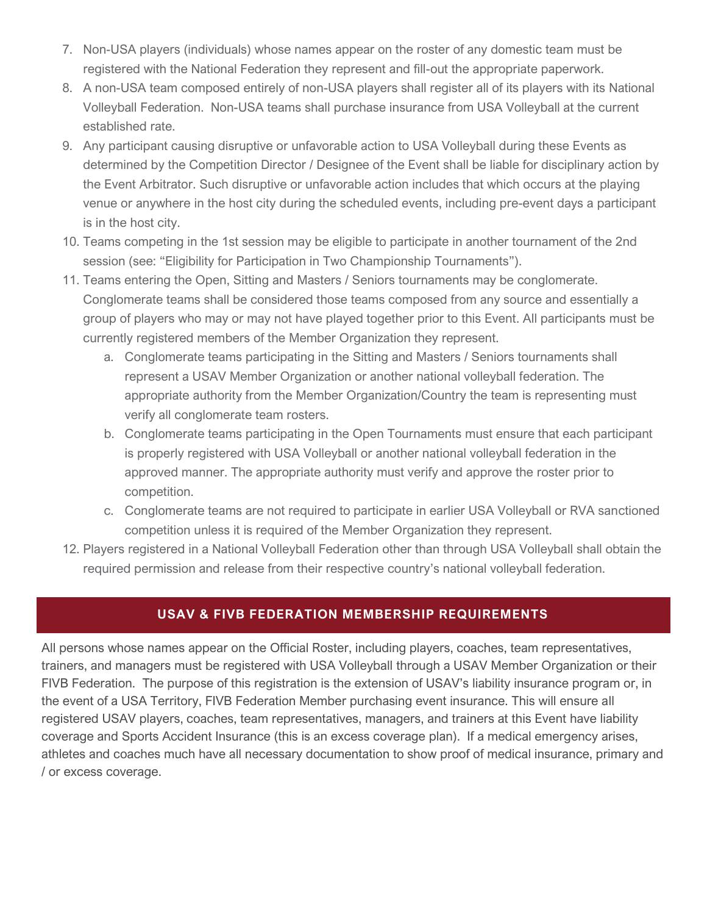7. Non-USA players (individuals) whose names appear on the roster of any domestic team must be registered with the National Federation they represent and fill-out the appropriate paperwork.
8. A non-USA team composed entirely of non-USA players shall register all of its players with its National Volleyball Federation. Non-USA teams shall purchase insurance from USA Volleyball at the current established rate.
9. Any participant causing disruptive or unfavorable action to USA Volleyball during these Events as determined by the Competition Director / Designee of the Event shall be liable for disciplinary action by the Event Arbitrator. Such disruptive or unfavorable action includes that which occurs at the playing venue or anywhere in the host city during the scheduled events, including pre-event days a participant is in the host city.
10. Teams competing in the 1st session may be eligible to participate in another tournament of the 2nd session (see: "Eligibility for Participation in Two Championship Tournaments").
11. Teams entering the Open, Sitting and Masters / Seniors tournaments may be conglomerate. Conglomerate teams shall be considered those teams composed from any source and essentially a group of players who may or may not have played together prior to this Event. All participants must be currently registered members of the Member Organization they represent.
    a. Conglomerate teams participating in the Sitting and Masters / Seniors tournaments shall represent a USAV Member Organization or another national volleyball federation. The appropriate authority from the Member Organization/Country the team is representing must verify all conglomerate team rosters.
    b. Conglomerate teams participating in the Open Tournaments must ensure that each participant is properly registered with USA Volleyball or another national volleyball federation in the approved manner. The appropriate authority must verify and approve the roster prior to competition.
    c. Conglomerate teams are not required to participate in earlier USA Volleyball or RVA sanctioned competition unless it is required of the Member Organization they represent.
12. Players registered in a National Volleyball Federation other than through USA Volleyball shall obtain the required permission and release from their respective country's national volleyball federation.

## USAV & FIVB FEDERATION MEMBERSHIP REQUIREMENTS

All persons whose names appear on the Official Roster, including players, coaches, team representatives, trainers, and managers must be registered with USA Volleyball through a USAV Member Organization or their FIVB Federation. The purpose of this registration is the extension of USAV's liability insurance program or, in the event of a USA Territory, FIVB Federation Member purchasing event insurance. This will ensure all registered USAV players, coaches, team representatives, managers, and trainers at this Event have liability coverage and Sports Accident Insurance (this is an excess coverage plan). If a medical emergency arises, athletes and coaches much have all necessary documentation to show proof of medical insurance, primary and / or excess coverage.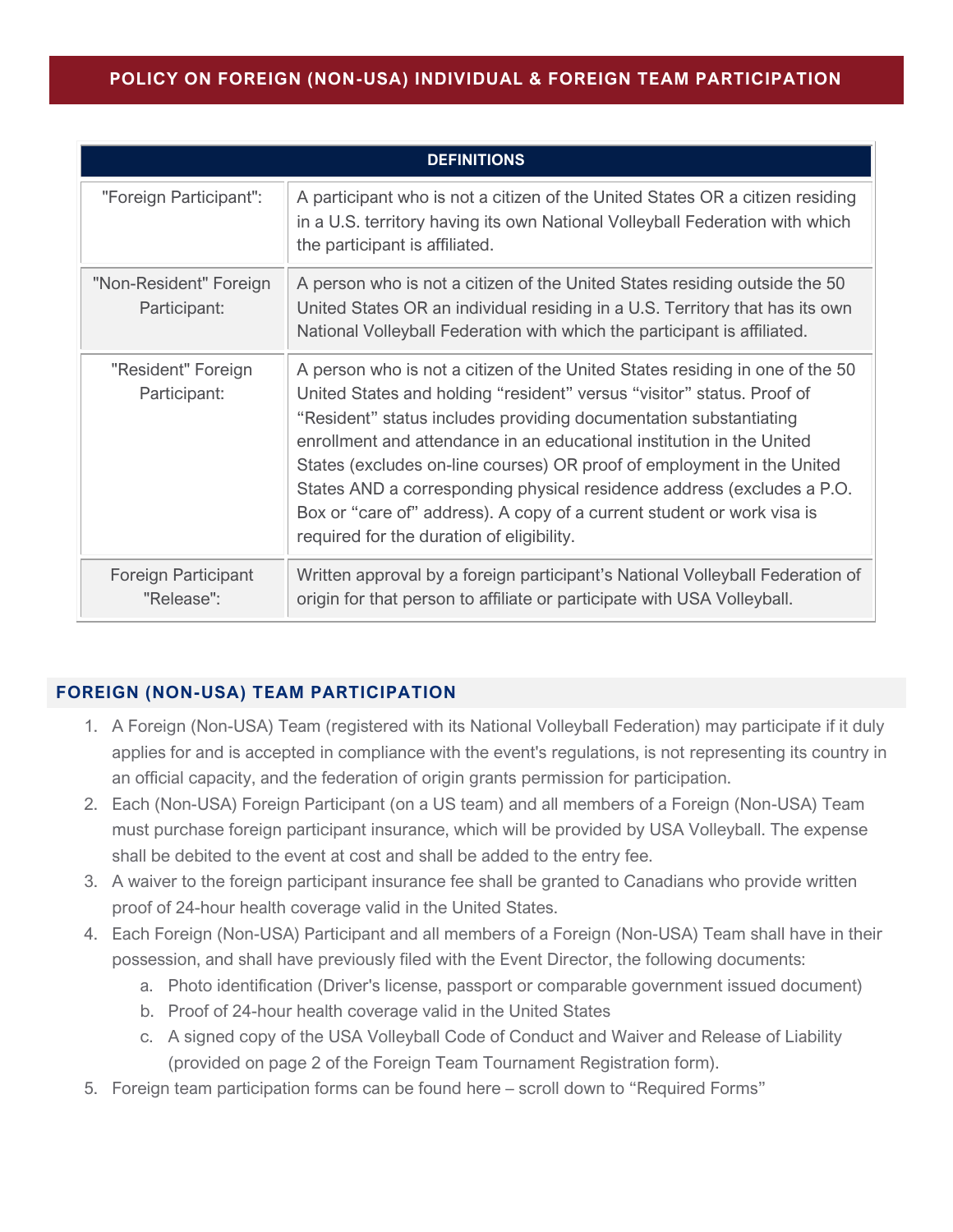# POLICY ON FOREIGN (NON-USA) INDIVIDUAL & FOREIGN TEAM PARTICIPATION

| DEFINITIONS | |
|---|---|
| "Foreign Participant": | A participant who is not a citizen of the United States OR a citizen residing in a U.S. territory having its own National Volleyball Federation with which the participant is affiliated. |
| "Non-Resident" Foreign Participant: | A person who is not a citizen of the United States residing outside the 50 United States OR an individual residing in a U.S. Territory that has its own National Volleyball Federation with which the participant is affiliated. |
| "Resident" Foreign Participant: | A person who is not a citizen of the United States residing in one of the 50 United States and holding "resident" versus "visitor" status. Proof of "Resident" status includes providing documentation substantiating enrollment and attendance in an educational institution in the United States (excludes on-line courses) OR proof of employment in the United States AND a corresponding physical residence address (excludes a P.O. Box or "care of" address). A copy of a current student or work visa is required for the duration of eligibility. |
| Foreign Participant "Release": | Written approval by a foreign participant's National Volleyball Federation of origin for that person to affiliate or participate with USA Volleyball. |

## FOREIGN (NON-USA) TEAM PARTICIPATION

1. A Foreign (Non-USA) Team (registered with its National Volleyball Federation) may participate if it duly applies for and is accepted in compliance with the event's regulations, is not representing its country in an official capacity, and the federation of origin grants permission for participation.
2. Each (Non-USA) Foreign Participant (on a US team) and all members of a Foreign (Non-USA) Team must purchase foreign participant insurance, which will be provided by USA Volleyball. The expense shall be debited to the event at cost and shall be added to the entry fee.
3. A waiver to the foreign participant insurance fee shall be granted to Canadians who provide written proof of 24-hour health coverage valid in the United States.
4. Each Foreign (Non-USA) Participant and all members of a Foreign (Non-USA) Team shall have in their possession, and shall have previously filed with the Event Director, the following documents:
   a. Photo identification (Driver's license, passport or comparable government issued document)
   b. Proof of 24-hour health coverage valid in the United States
   c. A signed copy of the USA Volleyball Code of Conduct and Waiver and Release of Liability (provided on page 2 of the Foreign Team Tournament Registration form).
5. Foreign team participation forms can be found here – scroll down to "Required Forms"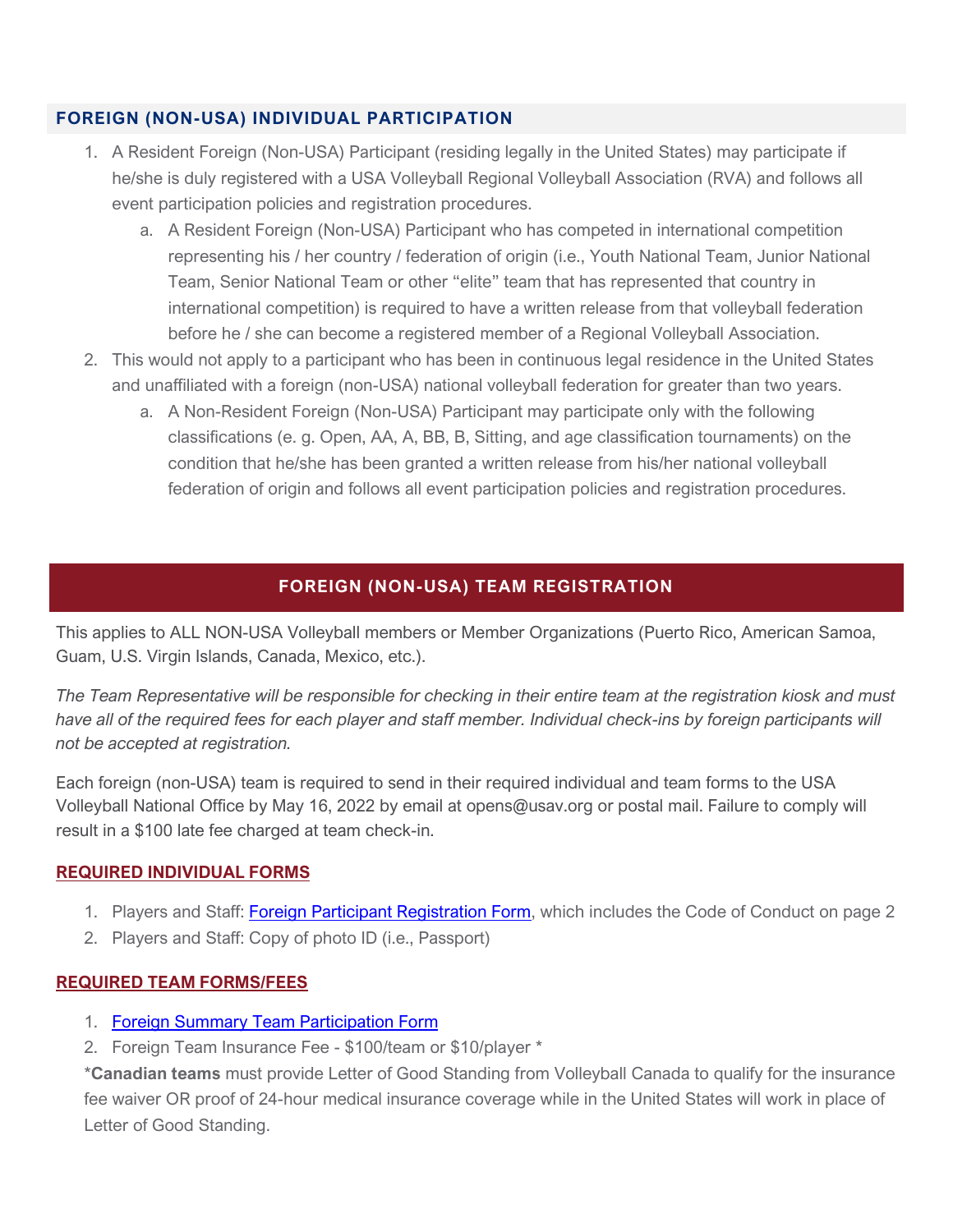## FOREIGN (NON-USA) INDIVIDUAL PARTICIPATION

1. A Resident Foreign (Non-USA) Participant (residing legally in the United States) may participate if he/she is duly registered with a USA Volleyball Regional Volleyball Association (RVA) and follows all event participation policies and registration procedures.
    a. A Resident Foreign (Non-USA) Participant who has competed in international competition representing his / her country / federation of origin (i.e., Youth National Team, Junior National Team, Senior National Team or other "elite" team that has represented that country in international competition) is required to have a written release from that volleyball federation before he / she can become a registered member of a Regional Volleyball Association.
2. This would not apply to a participant who has been in continuous legal residence in the United States and unaffiliated with a foreign (non-USA) national volleyball federation for greater than two years.
    a. A Non-Resident Foreign (Non-USA) Participant may participate only with the following classifications (e. g. Open, AA, A, BB, B, Sitting, and age classification tournaments) on the condition that he/she has been granted a written release from his/her national volleyball federation of origin and follows all event participation policies and registration procedures.

## FOREIGN (NON-USA) TEAM REGISTRATION

This applies to ALL NON-USA Volleyball members or Member Organizations (Puerto Rico, American Samoa, Guam, U.S. Virgin Islands, Canada, Mexico, etc.).

*The Team Representative will be responsible for checking in their entire team at the registration kiosk and must have all of the required fees for each player and staff member. Individual check-ins by foreign participants will not be accepted at registration.*

Each foreign (non-USA) team is required to send in their required individual and team forms to the USA Volleyball National Office by May 16, 2022 by email at opens@usav.org or postal mail. Failure to comply will result in a $100 late fee charged at team check-in.

### REQUIRED INDIVIDUAL FORMS

1. Players and Staff: Foreign Participant Registration Form, which includes the Code of Conduct on page 2
2. Players and Staff: Copy of photo ID (i.e., Passport)

### REQUIRED TEAM FORMS/FEES

1. Foreign Summary Team Participation Form
2. Foreign Team Insurance Fee - $100/team or $10/player *

*__Canadian teams__ must provide Letter of Good Standing from Volleyball Canada to qualify for the insurance fee waiver OR proof of 24-hour medical insurance coverage while in the United States will work in place of Letter of Good Standing.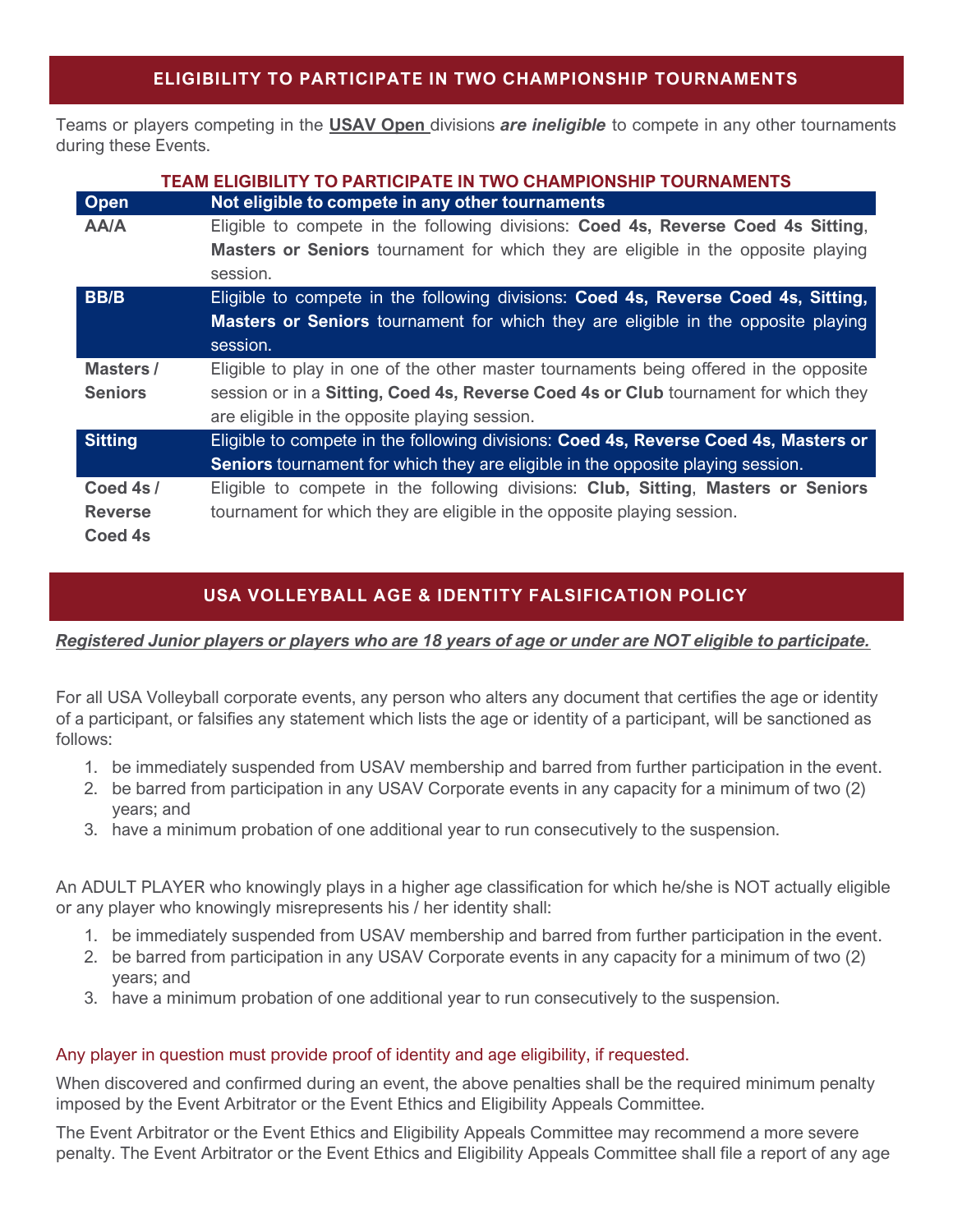## ELIGIBILITY TO PARTICIPATE IN TWO CHAMPIONSHIP TOURNAMENTS

Teams or players competing in the **USAV Open** divisions ***are ineligible*** to compete in any other tournaments during these Events.

**TEAM ELIGIBILITY TO PARTICIPATE IN TWO CHAMPIONSHIP TOURNAMENTS**

| Open | Not eligible to compete in any other tournaments |
|---|---|
| **AA/A** | Eligible to compete in the following divisions: **Coed 4s, Reverse Coed 4s Sitting**, **Masters or Seniors** tournament for which they are eligible in the opposite playing session. |
| **BB/B** | Eligible to compete in the following divisions: **Coed 4s, Reverse Coed 4s, Sitting, Masters or Seniors** tournament for which they are eligible in the opposite playing session. |
| **Masters / Seniors** | Eligible to play in one of the other master tournaments being offered in the opposite session or in a **Sitting, Coed 4s, Reverse Coed 4s or Club** tournament for which they are eligible in the opposite playing session. |
| **Sitting** | Eligible to compete in the following divisions: **Coed 4s, Reverse Coed 4s, Masters or Seniors** tournament for which they are eligible in the opposite playing session. |
| **Coed 4s / Reverse Coed 4s** | Eligible to compete in the following divisions: **Club, Sitting**, **Masters or Seniors** tournament for which they are eligible in the opposite playing session. |

## USA VOLLEYBALL AGE & IDENTITY FALSIFICATION POLICY

***Registered Junior players or players who are 18 years of age or under are NOT eligible to participate.***

For all USA Volleyball corporate events, any person who alters any document that certifies the age or identity of a participant, or falsifies any statement which lists the age or identity of a participant, will be sanctioned as follows:

1. be immediately suspended from USAV membership and barred from further participation in the event.
2. be barred from participation in any USAV Corporate events in any capacity for a minimum of two (2) years; and
3. have a minimum probation of one additional year to run consecutively to the suspension.

An ADULT PLAYER who knowingly plays in a higher age classification for which he/she is NOT actually eligible or any player who knowingly misrepresents his / her identity shall:

1. be immediately suspended from USAV membership and barred from further participation in the event.
2. be barred from participation in any USAV Corporate events in any capacity for a minimum of two (2) years; and
3. have a minimum probation of one additional year to run consecutively to the suspension.

Any player in question must provide proof of identity and age eligibility, if requested.

When discovered and confirmed during an event, the above penalties shall be the required minimum penalty imposed by the Event Arbitrator or the Event Ethics and Eligibility Appeals Committee.

The Event Arbitrator or the Event Ethics and Eligibility Appeals Committee may recommend a more severe penalty. The Event Arbitrator or the Event Ethics and Eligibility Appeals Committee shall file a report of any age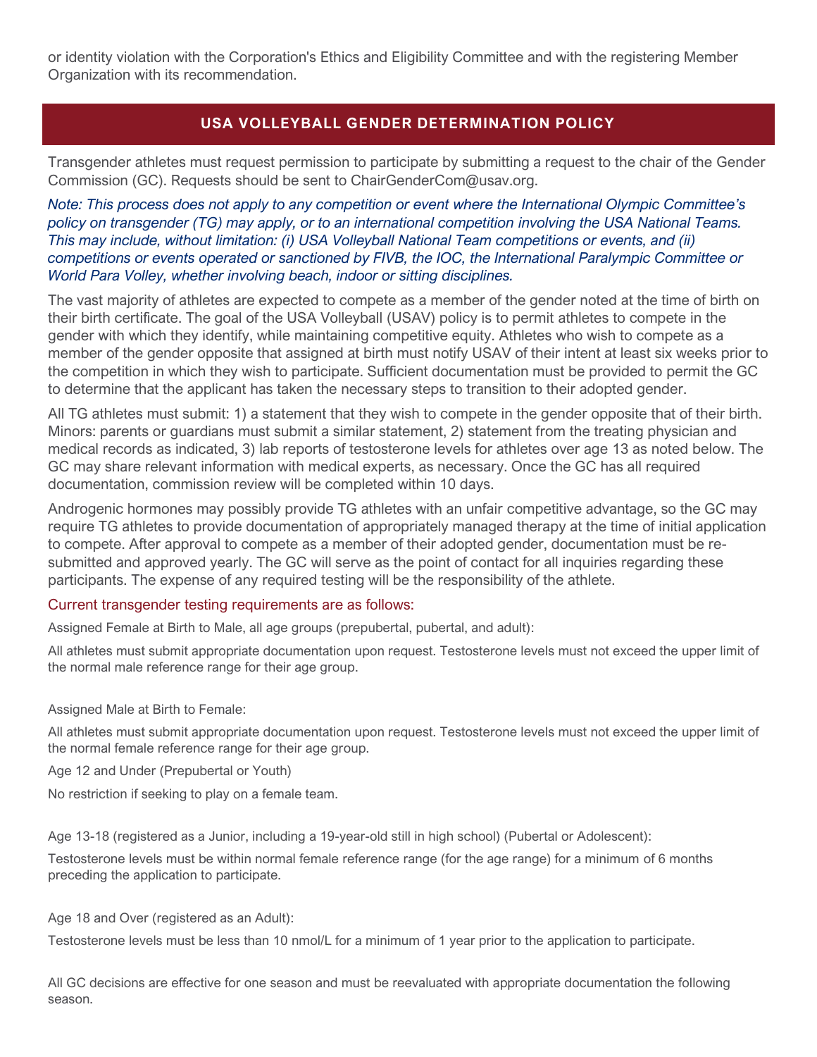or identity violation with the Corporation's Ethics and Eligibility Committee and with the registering Member Organization with its recommendation.

## USA VOLLEYBALL GENDER DETERMINATION POLICY

Transgender athletes must request permission to participate by submitting a request to the chair of the Gender Commission (GC). Requests should be sent to ChairGenderCom@usav.org.

*Note: This process does not apply to any competition or event where the International Olympic Committee's policy on transgender (TG) may apply, or to an international competition involving the USA National Teams. This may include, without limitation: (i) USA Volleyball National Team competitions or events, and (ii) competitions or events operated or sanctioned by FIVB, the IOC, the International Paralympic Committee or World Para Volley, whether involving beach, indoor or sitting disciplines.*

The vast majority of athletes are expected to compete as a member of the gender noted at the time of birth on their birth certificate. The goal of the USA Volleyball (USAV) policy is to permit athletes to compete in the gender with which they identify, while maintaining competitive equity. Athletes who wish to compete as a member of the gender opposite that assigned at birth must notify USAV of their intent at least six weeks prior to the competition in which they wish to participate. Sufficient documentation must be provided to permit the GC to determine that the applicant has taken the necessary steps to transition to their adopted gender.

All TG athletes must submit: 1) a statement that they wish to compete in the gender opposite that of their birth. Minors: parents or guardians must submit a similar statement, 2) statement from the treating physician and medical records as indicated, 3) lab reports of testosterone levels for athletes over age 13 as noted below. The GC may share relevant information with medical experts, as necessary. Once the GC has all required documentation, commission review will be completed within 10 days.

Androgenic hormones may possibly provide TG athletes with an unfair competitive advantage, so the GC may require TG athletes to provide documentation of appropriately managed therapy at the time of initial application to compete. After approval to compete as a member of their adopted gender, documentation must be re-submitted and approved yearly. The GC will serve as the point of contact for all inquiries regarding these participants. The expense of any required testing will be the responsibility of the athlete.

### Current transgender testing requirements are as follows:

Assigned Female at Birth to Male, all age groups (prepubertal, pubertal, and adult):

All athletes must submit appropriate documentation upon request. Testosterone levels must not exceed the upper limit of the normal male reference range for their age group.

Assigned Male at Birth to Female:

All athletes must submit appropriate documentation upon request. Testosterone levels must not exceed the upper limit of the normal female reference range for their age group.

Age 12 and Under (Prepubertal or Youth)

No restriction if seeking to play on a female team.

Age 13-18 (registered as a Junior, including a 19-year-old still in high school) (Pubertal or Adolescent):

Testosterone levels must be within normal female reference range (for the age range) for a minimum of 6 months preceding the application to participate.

Age 18 and Over (registered as an Adult):

Testosterone levels must be less than 10 nmol/L for a minimum of 1 year prior to the application to participate.

All GC decisions are effective for one season and must be reevaluated with appropriate documentation the following season.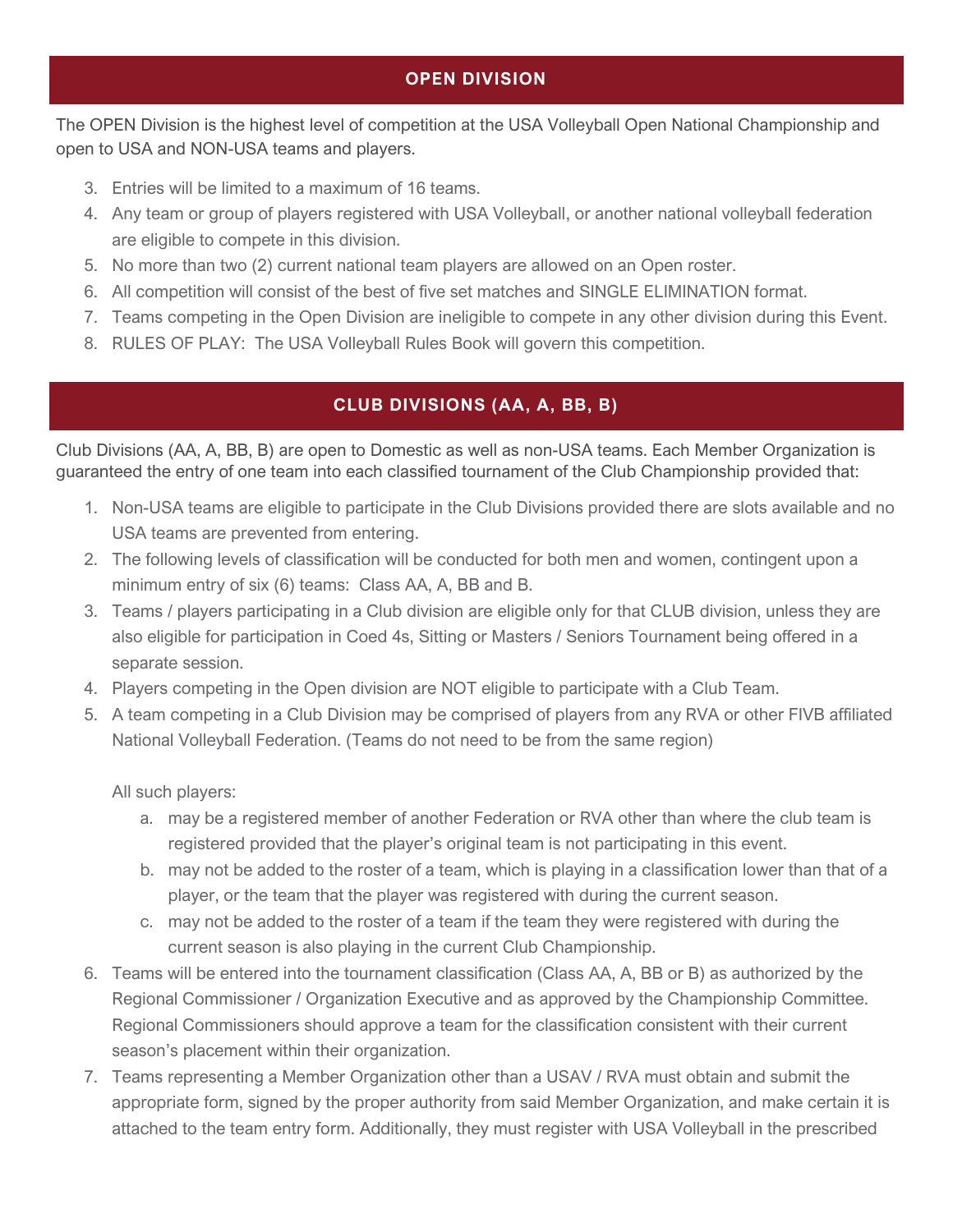## OPEN DIVISION

The OPEN Division is the highest level of competition at the USA Volleyball Open National Championship and open to USA and NON-USA teams and players.

3. Entries will be limited to a maximum of 16 teams.
4. Any team or group of players registered with USA Volleyball, or another national volleyball federation are eligible to compete in this division.
5. No more than two (2) current national team players are allowed on an Open roster.
6. All competition will consist of the best of five set matches and SINGLE ELIMINATION format.
7. Teams competing in the Open Division are ineligible to compete in any other division during this Event.
8. RULES OF PLAY: The USA Volleyball Rules Book will govern this competition.

## CLUB DIVISIONS (AA, A, BB, B)

Club Divisions (AA, A, BB, B) are open to Domestic as well as non-USA teams. Each Member Organization is guaranteed the entry of one team into each classified tournament of the Club Championship provided that:

1. Non-USA teams are eligible to participate in the Club Divisions provided there are slots available and no USA teams are prevented from entering.
2. The following levels of classification will be conducted for both men and women, contingent upon a minimum entry of six (6) teams: Class AA, A, BB and B.
3. Teams / players participating in a Club division are eligible only for that CLUB division, unless they are also eligible for participation in Coed 4s, Sitting or Masters / Seniors Tournament being offered in a separate session.
4. Players competing in the Open division are NOT eligible to participate with a Club Team.
5. A team competing in a Club Division may be comprised of players from any RVA or other FIVB affiliated National Volleyball Federation. (Teams do not need to be from the same region)

   All such players:

   a. may be a registered member of another Federation or RVA other than where the club team is registered provided that the player's original team is not participating in this event.
   b. may not be added to the roster of a team, which is playing in a classification lower than that of a player, or the team that the player was registered with during the current season.
   c. may not be added to the roster of a team if the team they were registered with during the current season is also playing in the current Club Championship.
6. Teams will be entered into the tournament classification (Class AA, A, BB or B) as authorized by the Regional Commissioner / Organization Executive and as approved by the Championship Committee. Regional Commissioners should approve a team for the classification consistent with their current season's placement within their organization.
7. Teams representing a Member Organization other than a USAV / RVA must obtain and submit the appropriate form, signed by the proper authority from said Member Organization, and make certain it is attached to the team entry form. Additionally, they must register with USA Volleyball in the prescribed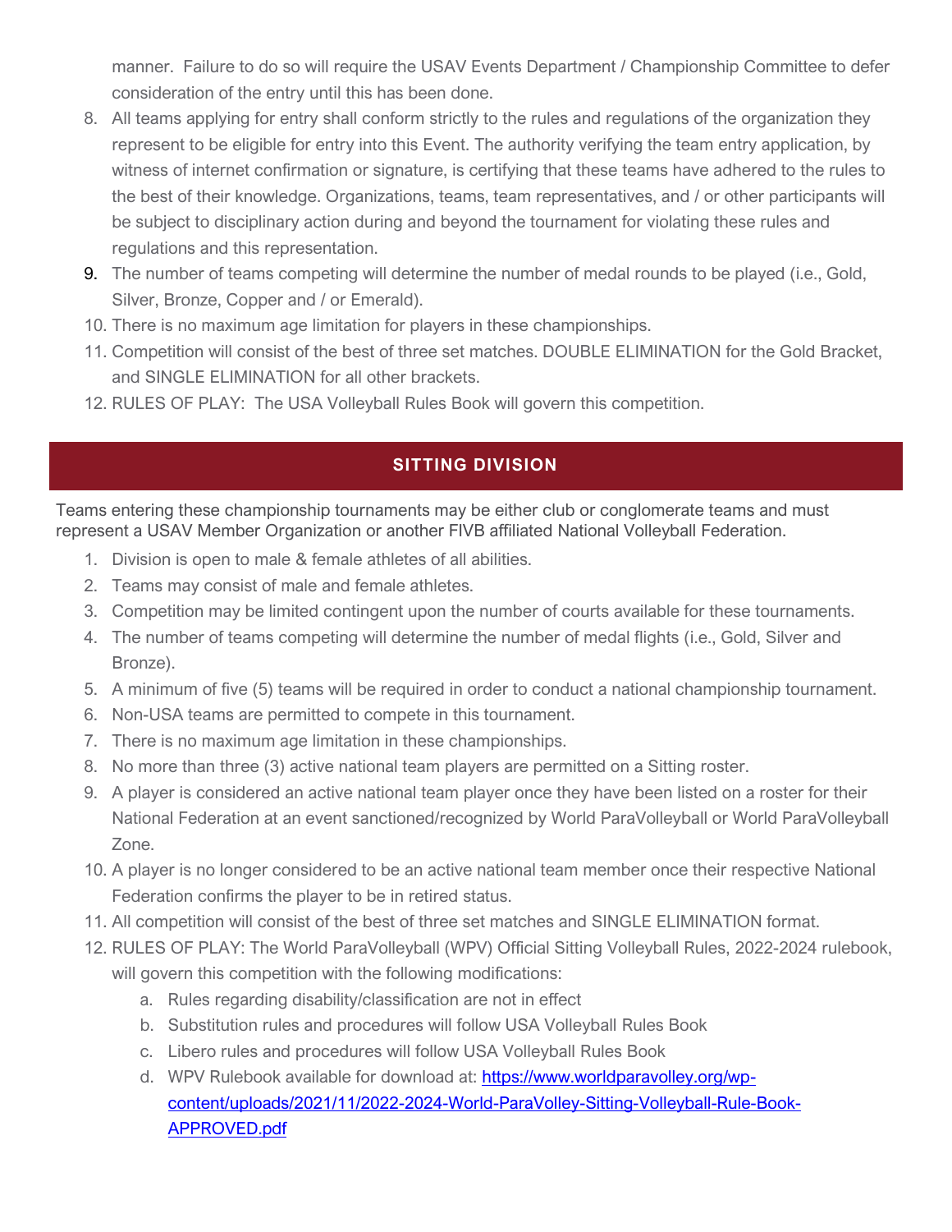manner. Failure to do so will require the USAV Events Department / Championship Committee to defer consideration of the entry until this has been done.

8. All teams applying for entry shall conform strictly to the rules and regulations of the organization they represent to be eligible for entry into this Event. The authority verifying the team entry application, by witness of internet confirmation or signature, is certifying that these teams have adhered to the rules to the best of their knowledge. Organizations, teams, team representatives, and / or other participants will be subject to disciplinary action during and beyond the tournament for violating these rules and regulations and this representation.
9. The number of teams competing will determine the number of medal rounds to be played (i.e., Gold, Silver, Bronze, Copper and / or Emerald).
10. There is no maximum age limitation for players in these championships.
11. Competition will consist of the best of three set matches. DOUBLE ELIMINATION for the Gold Bracket, and SINGLE ELIMINATION for all other brackets.
12. RULES OF PLAY: The USA Volleyball Rules Book will govern this competition.

## SITTING DIVISION

Teams entering these championship tournaments may be either club or conglomerate teams and must represent a USAV Member Organization or another FIVB affiliated National Volleyball Federation.

1. Division is open to male & female athletes of all abilities.
2. Teams may consist of male and female athletes.
3. Competition may be limited contingent upon the number of courts available for these tournaments.
4. The number of teams competing will determine the number of medal flights (i.e., Gold, Silver and Bronze).
5. A minimum of five (5) teams will be required in order to conduct a national championship tournament.
6. Non-USA teams are permitted to compete in this tournament.
7. There is no maximum age limitation in these championships.
8. No more than three (3) active national team players are permitted on a Sitting roster.
9. A player is considered an active national team player once they have been listed on a roster for their National Federation at an event sanctioned/recognized by World ParaVolleyball or World ParaVolleyball Zone.
10. A player is no longer considered to be an active national team member once their respective National Federation confirms the player to be in retired status.
11. All competition will consist of the best of three set matches and SINGLE ELIMINATION format.
12. RULES OF PLAY: The World ParaVolleyball (WPV) Official Sitting Volleyball Rules, 2022-2024 rulebook, will govern this competition with the following modifications:
    a. Rules regarding disability/classification are not in effect
    b. Substitution rules and procedures will follow USA Volleyball Rules Book
    c. Libero rules and procedures will follow USA Volleyball Rules Book
    d. WPV Rulebook available for download at: https://www.worldparavolley.org/wp-content/uploads/2021/11/2022-2024-World-ParaVolley-Sitting-Volleyball-Rule-Book-APPROVED.pdf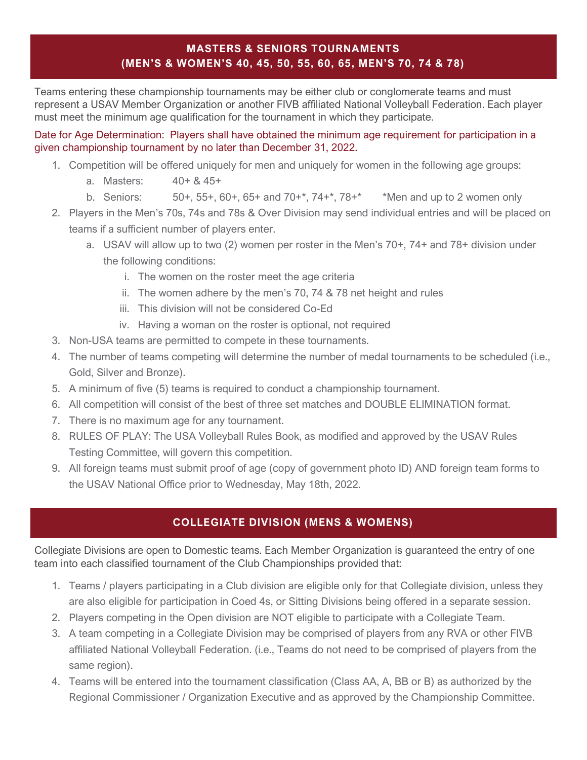## MASTERS & SENIORS TOURNAMENTS
## (MEN'S & WOMEN'S 40, 45, 50, 55, 60, 65, MEN'S 70, 74 & 78)

Teams entering these championship tournaments may be either club or conglomerate teams and must represent a USAV Member Organization or another FIVB affiliated National Volleyball Federation. Each player must meet the minimum age qualification for the tournament in which they participate.

Date for Age Determination: Players shall have obtained the minimum age requirement for participation in a given championship tournament by no later than December 31, 2022.

1. Competition will be offered uniquely for men and uniquely for women in the following age groups:
   a. Masters: 40+ & 45+
   b. Seniors: 50+, 55+, 60+, 65+ and 70+*, 74+*, 78+* *Men and up to 2 women only
2. Players in the Men's 70s, 74s and 78s & Over Division may send individual entries and will be placed on teams if a sufficient number of players enter.
   a. USAV will allow up to two (2) women per roster in the Men's 70+, 74+ and 78+ division under the following conditions:
      i. The women on the roster meet the age criteria
      ii. The women adhere by the men's 70, 74 & 78 net height and rules
      iii. This division will not be considered Co-Ed
      iv. Having a woman on the roster is optional, not required
3. Non-USA teams are permitted to compete in these tournaments.
4. The number of teams competing will determine the number of medal tournaments to be scheduled (i.e., Gold, Silver and Bronze).
5. A minimum of five (5) teams is required to conduct a championship tournament.
6. All competition will consist of the best of three set matches and DOUBLE ELIMINATION format.
7. There is no maximum age for any tournament.
8. RULES OF PLAY: The USA Volleyball Rules Book, as modified and approved by the USAV Rules Testing Committee, will govern this competition.
9. All foreign teams must submit proof of age (copy of government photo ID) AND foreign team forms to the USAV National Office prior to Wednesday, May 18th, 2022.

## COLLEGIATE DIVISION (MENS & WOMENS)

Collegiate Divisions are open to Domestic teams. Each Member Organization is guaranteed the entry of one team into each classified tournament of the Club Championships provided that:

1. Teams / players participating in a Club division are eligible only for that Collegiate division, unless they are also eligible for participation in Coed 4s, or Sitting Divisions being offered in a separate session.
2. Players competing in the Open division are NOT eligible to participate with a Collegiate Team.
3. A team competing in a Collegiate Division may be comprised of players from any RVA or other FIVB affiliated National Volleyball Federation. (i.e., Teams do not need to be comprised of players from the same region).
4. Teams will be entered into the tournament classification (Class AA, A, BB or B) as authorized by the Regional Commissioner / Organization Executive and as approved by the Championship Committee.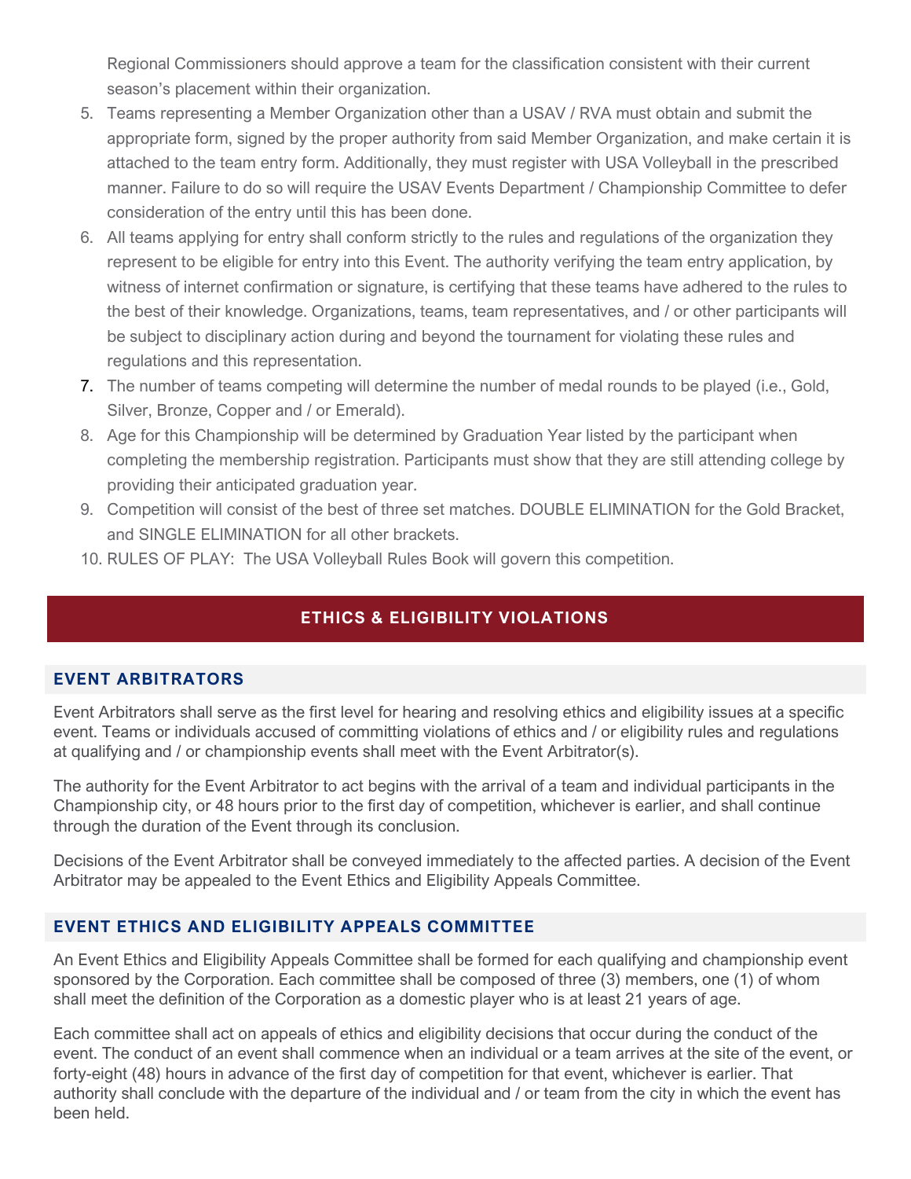Regional Commissioners should approve a team for the classification consistent with their current season's placement within their organization.

5. Teams representing a Member Organization other than a USAV / RVA must obtain and submit the appropriate form, signed by the proper authority from said Member Organization, and make certain it is attached to the team entry form. Additionally, they must register with USA Volleyball in the prescribed manner. Failure to do so will require the USAV Events Department / Championship Committee to defer consideration of the entry until this has been done.
6. All teams applying for entry shall conform strictly to the rules and regulations of the organization they represent to be eligible for entry into this Event. The authority verifying the team entry application, by witness of internet confirmation or signature, is certifying that these teams have adhered to the rules to the best of their knowledge. Organizations, teams, team representatives, and / or other participants will be subject to disciplinary action during and beyond the tournament for violating these rules and regulations and this representation.
7. The number of teams competing will determine the number of medal rounds to be played (i.e., Gold, Silver, Bronze, Copper and / or Emerald).
8. Age for this Championship will be determined by Graduation Year listed by the participant when completing the membership registration. Participants must show that they are still attending college by providing their anticipated graduation year.
9. Competition will consist of the best of three set matches. DOUBLE ELIMINATION for the Gold Bracket, and SINGLE ELIMINATION for all other brackets.
10. RULES OF PLAY: The USA Volleyball Rules Book will govern this competition.

## ETHICS & ELIGIBILITY VIOLATIONS

### EVENT ARBITRATORS

Event Arbitrators shall serve as the first level for hearing and resolving ethics and eligibility issues at a specific event. Teams or individuals accused of committing violations of ethics and / or eligibility rules and regulations at qualifying and / or championship events shall meet with the Event Arbitrator(s).

The authority for the Event Arbitrator to act begins with the arrival of a team and individual participants in the Championship city, or 48 hours prior to the first day of competition, whichever is earlier, and shall continue through the duration of the Event through its conclusion.

Decisions of the Event Arbitrator shall be conveyed immediately to the affected parties. A decision of the Event Arbitrator may be appealed to the Event Ethics and Eligibility Appeals Committee.

### EVENT ETHICS AND ELIGIBILITY APPEALS COMMITTEE

An Event Ethics and Eligibility Appeals Committee shall be formed for each qualifying and championship event sponsored by the Corporation. Each committee shall be composed of three (3) members, one (1) of whom shall meet the definition of the Corporation as a domestic player who is at least 21 years of age.

Each committee shall act on appeals of ethics and eligibility decisions that occur during the conduct of the event. The conduct of an event shall commence when an individual or a team arrives at the site of the event, or forty-eight (48) hours in advance of the first day of competition for that event, whichever is earlier. That authority shall conclude with the departure of the individual and / or team from the city in which the event has been held.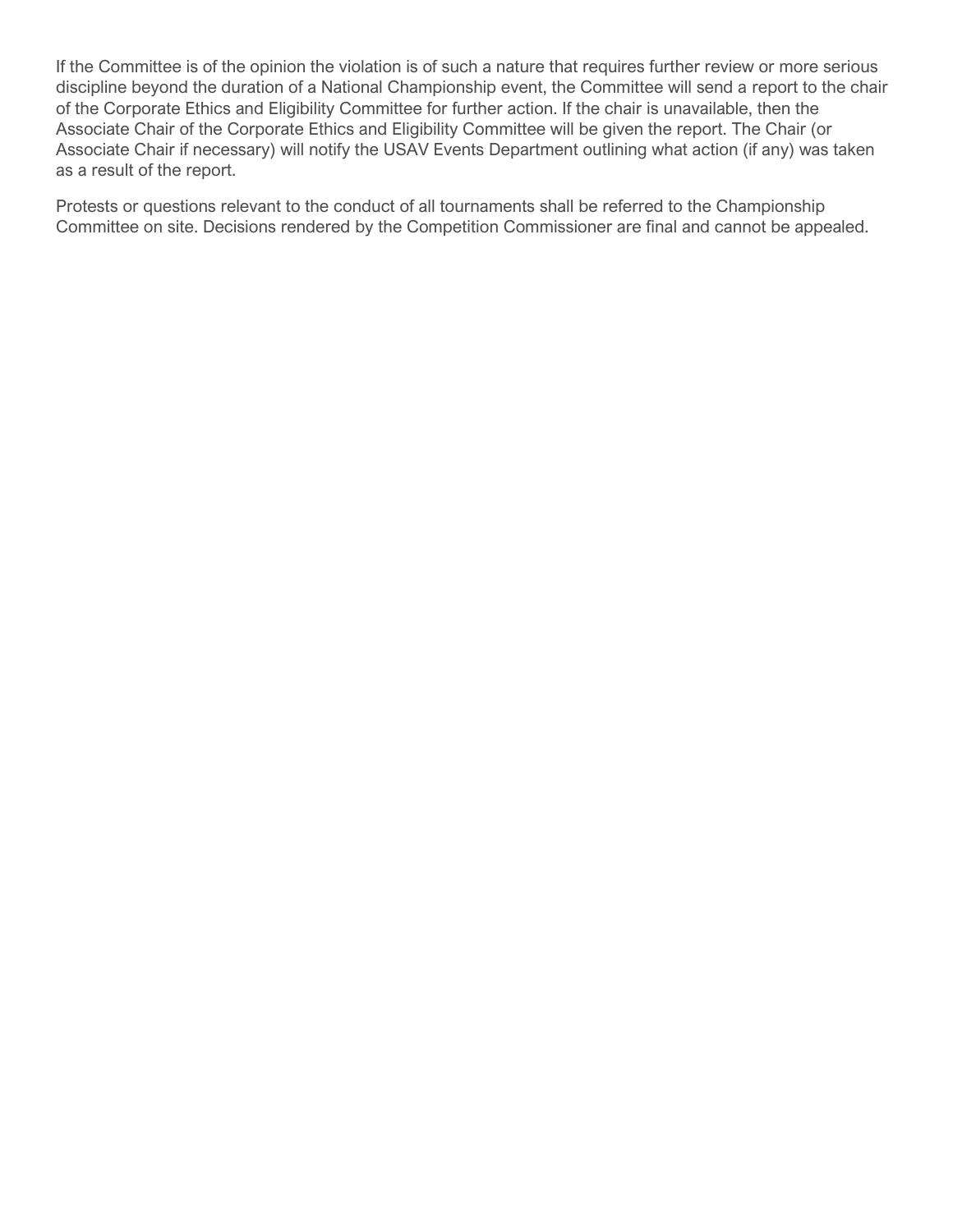If the Committee is of the opinion the violation is of such a nature that requires further review or more serious discipline beyond the duration of a National Championship event, the Committee will send a report to the chair of the Corporate Ethics and Eligibility Committee for further action. If the chair is unavailable, then the Associate Chair of the Corporate Ethics and Eligibility Committee will be given the report. The Chair (or Associate Chair if necessary) will notify the USAV Events Department outlining what action (if any) was taken as a result of the report.

Protests or questions relevant to the conduct of all tournaments shall be referred to the Championship Committee on site. Decisions rendered by the Competition Commissioner are final and cannot be appealed.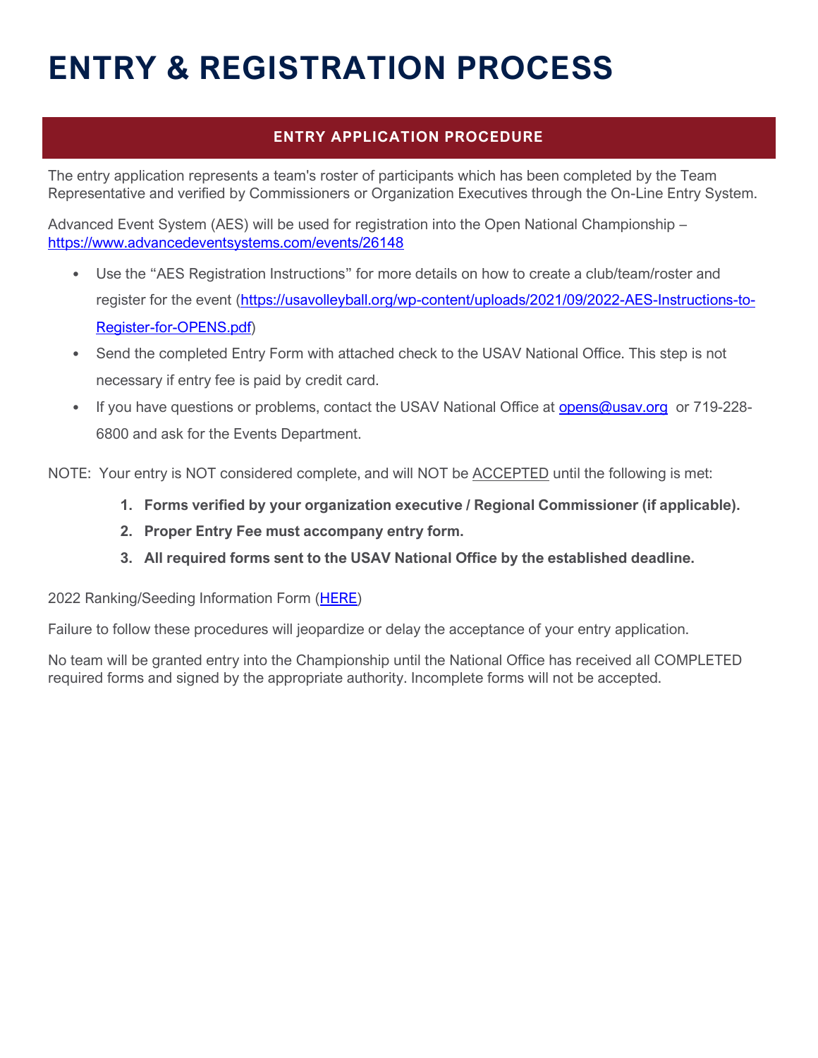# ENTRY & REGISTRATION PROCESS

## ENTRY APPLICATION PROCEDURE

The entry application represents a team's roster of participants which has been completed by the Team Representative and verified by Commissioners or Organization Executives through the On-Line Entry System.

Advanced Event System (AES) will be used for registration into the Open National Championship – [https://www.advancedeventsystems.com/events/26148](https://www.advancedeventsystems.com/events/26148)

- Use the "AES Registration Instructions" for more details on how to create a club/team/roster and register for the event ([https://usavolleyball.org/wp-content/uploads/2021/09/2022-AES-Instructions-to-Register-for-OPENS.pdf](https://usavolleyball.org/wp-content/uploads/2021/09/2022-AES-Instructions-to-Register-for-OPENS.pdf))
- Send the completed Entry Form with attached check to the USAV National Office. This step is not necessary if entry fee is paid by credit card.
- If you have questions or problems, contact the USAV National Office at [opens@usav.org](mailto:opens@usav.org) or 719-228-6800 and ask for the Events Department.

NOTE: Your entry is NOT considered complete, and will NOT be ACCEPTED until the following is met:

1. **Forms verified by your organization executive / Regional Commissioner (if applicable).**
2. **Proper Entry Fee must accompany entry form.**
3. **All required forms sent to the USAV National Office by the established deadline.**

2022 Ranking/Seeding Information Form (HERE)

Failure to follow these procedures will jeopardize or delay the acceptance of your entry application.

No team will be granted entry into the Championship until the National Office has received all COMPLETED required forms and signed by the appropriate authority. Incomplete forms will not be accepted.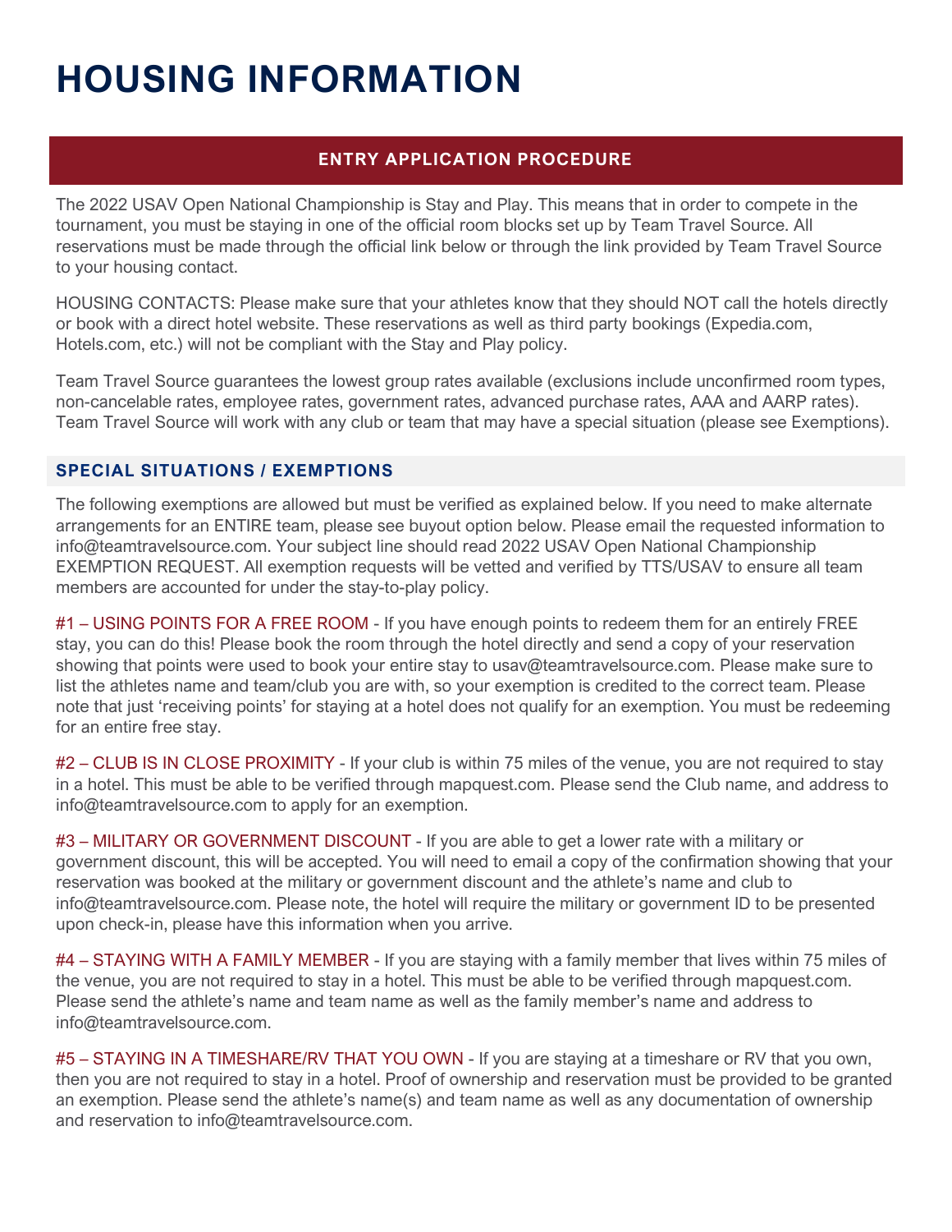# HOUSING INFORMATION

## ENTRY APPLICATION PROCEDURE

The 2022 USAV Open National Championship is Stay and Play. This means that in order to compete in the tournament, you must be staying in one of the official room blocks set up by Team Travel Source. All reservations must be made through the official link below or through the link provided by Team Travel Source to your housing contact.

HOUSING CONTACTS: Please make sure that your athletes know that they should NOT call the hotels directly or book with a direct hotel website. These reservations as well as third party bookings (Expedia.com, Hotels.com, etc.) will not be compliant with the Stay and Play policy.

Team Travel Source guarantees the lowest group rates available (exclusions include unconfirmed room types, non-cancelable rates, employee rates, government rates, advanced purchase rates, AAA and AARP rates). Team Travel Source will work with any club or team that may have a special situation (please see Exemptions).

### SPECIAL SITUATIONS / EXEMPTIONS

The following exemptions are allowed but must be verified as explained below. If you need to make alternate arrangements for an ENTIRE team, please see buyout option below. Please email the requested information to info@teamtravelsource.com. Your subject line should read 2022 USAV Open National Championship EXEMPTION REQUEST. All exemption requests will be vetted and verified by TTS/USAV to ensure all team members are accounted for under the stay-to-play policy.

#1 – USING POINTS FOR A FREE ROOM - If you have enough points to redeem them for an entirely FREE stay, you can do this! Please book the room through the hotel directly and send a copy of your reservation showing that points were used to book your entire stay to usav@teamtravelsource.com. Please make sure to list the athletes name and team/club you are with, so your exemption is credited to the correct team. Please note that just 'receiving points' for staying at a hotel does not qualify for an exemption. You must be redeeming for an entire free stay.

#2 – CLUB IS IN CLOSE PROXIMITY - If your club is within 75 miles of the venue, you are not required to stay in a hotel. This must be able to be verified through mapquest.com. Please send the Club name, and address to info@teamtravelsource.com to apply for an exemption.

#3 – MILITARY OR GOVERNMENT DISCOUNT - If you are able to get a lower rate with a military or government discount, this will be accepted. You will need to email a copy of the confirmation showing that your reservation was booked at the military or government discount and the athlete's name and club to info@teamtravelsource.com. Please note, the hotel will require the military or government ID to be presented upon check-in, please have this information when you arrive.

#4 – STAYING WITH A FAMILY MEMBER - If you are staying with a family member that lives within 75 miles of the venue, you are not required to stay in a hotel. This must be able to be verified through mapquest.com. Please send the athlete's name and team name as well as the family member's name and address to info@teamtravelsource.com.

#5 – STAYING IN A TIMESHARE/RV THAT YOU OWN - If you are staying at a timeshare or RV that you own, then you are not required to stay in a hotel. Proof of ownership and reservation must be provided to be granted an exemption. Please send the athlete's name(s) and team name as well as any documentation of ownership and reservation to info@teamtravelsource.com.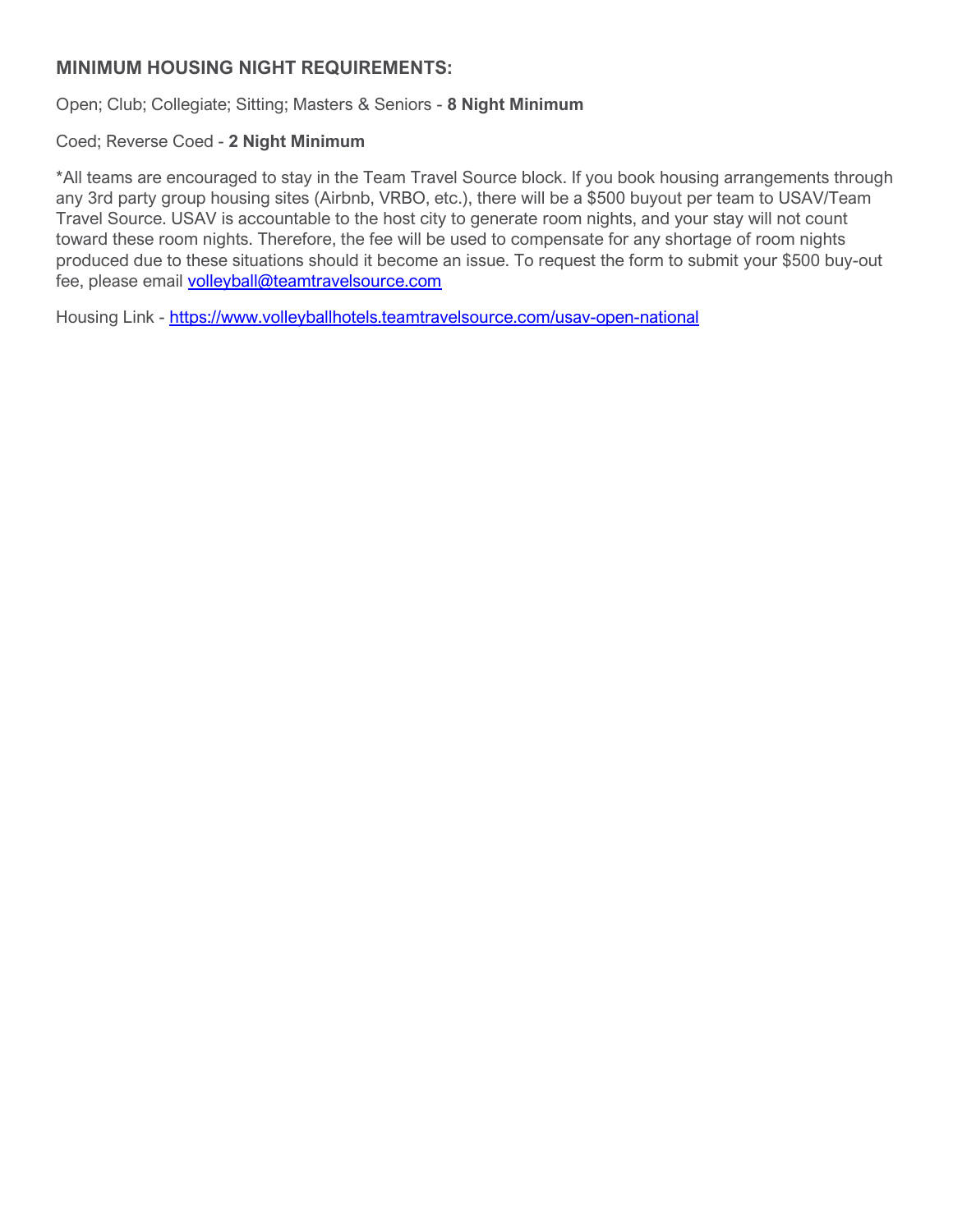**MINIMUM HOUSING NIGHT REQUIREMENTS:**

Open; Club; Collegiate; Sitting; Masters & Seniors - **8 Night Minimum**

Coed; Reverse Coed - **2 Night Minimum**

*All teams are encouraged to stay in the Team Travel Source block. If you book housing arrangements through any 3rd party group housing sites (Airbnb, VRBO, etc.), there will be a $500 buyout per team to USAV/Team Travel Source. USAV is accountable to the host city to generate room nights, and your stay will not count toward these room nights. Therefore, the fee will be used to compensate for any shortage of room nights produced due to these situations should it become an issue. To request the form to submit your $500 buy-out fee, please email [volleyball@teamtravelsource.com](mailto:volleyball@teamtravelsource.com)

Housing Link - [https://www.volleyballhotels.teamtravelsource.com/usav-open-national](https://www.volleyballhotels.teamtravelsource.com/usav-open-national)